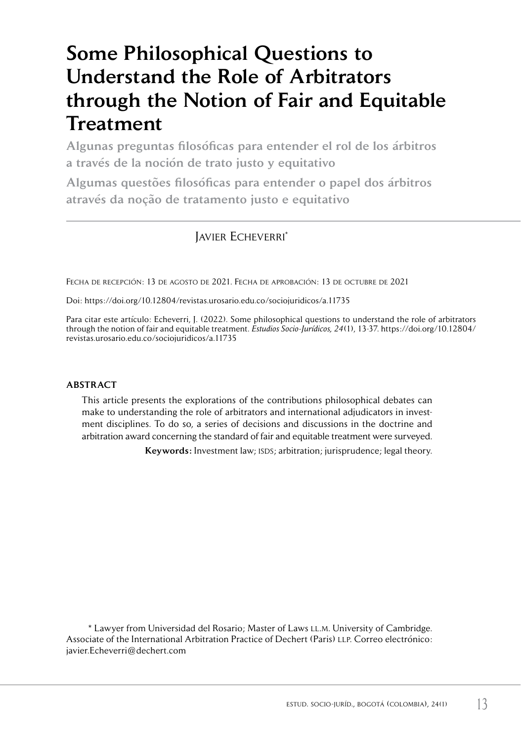# Some Philosophical Questions to Understand the Role of Arbitrators through the Notion of Fair and Equitable Treatment

## Algunas preguntas filosóficas para entender el rol de los árbitros a través de la noción de trato justo y equitativo

## Algumas questões filosóficas para entender o papel dos árbitros através da noção de tratamento justo e equitativo

Javier Echeverri*

Fecha de recepción: 13 de agosto de 2021. Fecha de aprobación: 13 de octubre de 2021

Doi: https://doi.org/10.12804/revistas.urosario.edu.co/sociojuridicos/a.11735

Para citar este artículo: Echeverri, J. (2022). Some philosophical questions to understand the role of arbitrators through the notion of fair and equitable treatment. *Estudios Socio-Jurídicos, 24*(1), 13-37. https://doi.org/10.12804/revistas.urosario.edu.co/sociojuridicos/a.11735

**ABSTRACT**

This article presents the explorations of the contributions philosophical debates can make to understanding the role of arbitrators and international adjudicators in investment disciplines. To do so, a series of decisions and discussions in the doctrine and arbitration award concerning the standard of fair and equitable treatment were surveyed.

**Keywords:** Investment law; ISDS; arbitration; jurisprudence; legal theory.

\* Lawyer from Universidad del Rosario; Master of Laws LL.M. University of Cambridge. Associate of the International Arbitration Practice of Dechert (Paris) LLP. Correo electrónico: javier.Echeverri@dechert.com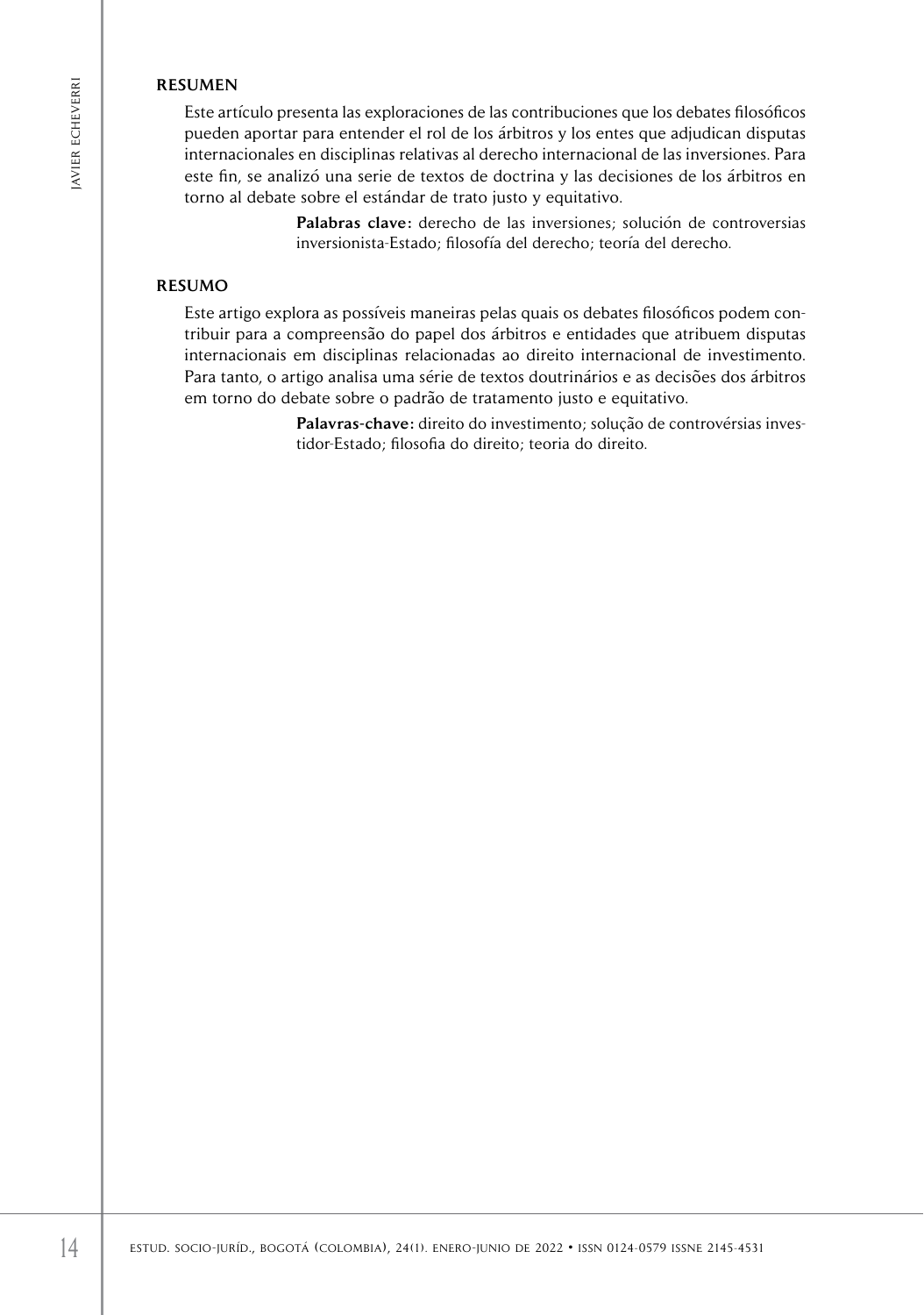## RESUMEN

Este artículo presenta las exploraciones de las contribuciones que los debates filosóficos pueden aportar para entender el rol de los árbitros y los entes que adjudican disputas internacionales en disciplinas relativas al derecho internacional de las inversiones. Para este fin, se analizó una serie de textos de doctrina y las decisiones de los árbitros en torno al debate sobre el estándar de trato justo y equitativo.

**Palabras clave:** derecho de las inversiones; solución de controversias inversionista-Estado; filosofía del derecho; teoría del derecho.

## RESUMO

Este artigo explora as possíveis maneiras pelas quais os debates filosóficos podem contribuir para a compreensão do papel dos árbitros e entidades que atribuem disputas internacionais em disciplinas relacionadas ao direito internacional de investimento. Para tanto, o artigo analisa uma série de textos doutrinários e as decisões dos árbitros em torno do debate sobre o padrão de tratamento justo e equitativo.

**Palavras-chave:** direito do investimento; solução de controvérsias investidor-Estado; filosofia do direito; teoria do direito.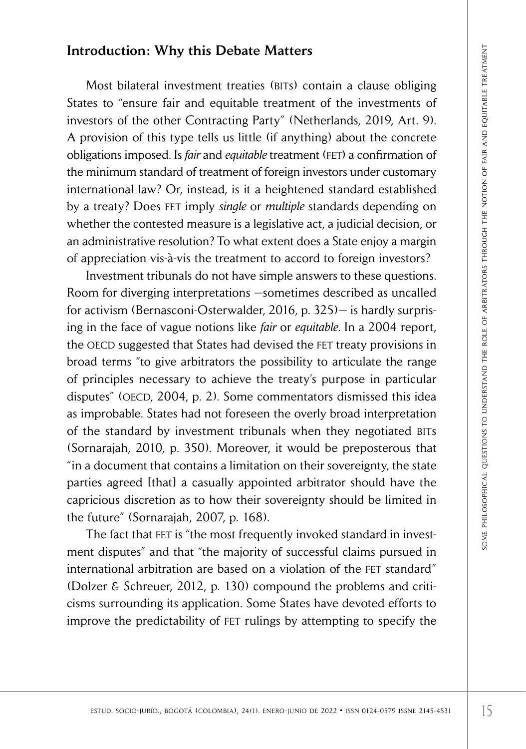## Introduction: Why this Debate Matters

Most bilateral investment treaties (BITs) contain a clause obliging States to "ensure fair and equitable treatment of the investments of investors of the other Contracting Party" (Netherlands, 2019, Art. 9). A provision of this type tells us little (if anything) about the concrete obligations imposed. Is *fair* and *equitable* treatment (FET) a confirmation of the minimum standard of treatment of foreign investors under customary international law? Or, instead, is it a heightened standard established by a treaty? Does FET imply *single* or *multiple* standards depending on whether the contested measure is a legislative act, a judicial decision, or an administrative resolution? To what extent does a State enjoy a margin of appreciation vis-à-vis the treatment to accord to foreign investors?

Investment tribunals do not have simple answers to these questions. Room for diverging interpretations —sometimes described as uncalled for activism (Bernasconi-Osterwalder, 2016, p. 325)— is hardly surprising in the face of vague notions like *fair* or *equitable*. In a 2004 report, the OECD suggested that States had devised the FET treaty provisions in broad terms "to give arbitrators the possibility to articulate the range of principles necessary to achieve the treaty's purpose in particular disputes" (OECD, 2004, p. 2). Some commentators dismissed this idea as improbable. States had not foreseen the overly broad interpretation of the standard by investment tribunals when they negotiated BITs (Sornarajah, 2010, p. 350). Moreover, it would be preposterous that "in a document that contains a limitation on their sovereignty, the state parties agreed [that] a casually appointed arbitrator should have the capricious discretion as to how their sovereignty should be limited in the future" (Sornarajah, 2007, p. 168).

The fact that FET is "the most frequently invoked standard in investment disputes" and that "the majority of successful claims pursued in international arbitration are based on a violation of the FET standard" (Dolzer & Schreuer, 2012, p. 130) compound the problems and criticisms surrounding its application. Some States have devoted efforts to improve the predictability of FET rulings by attempting to specify the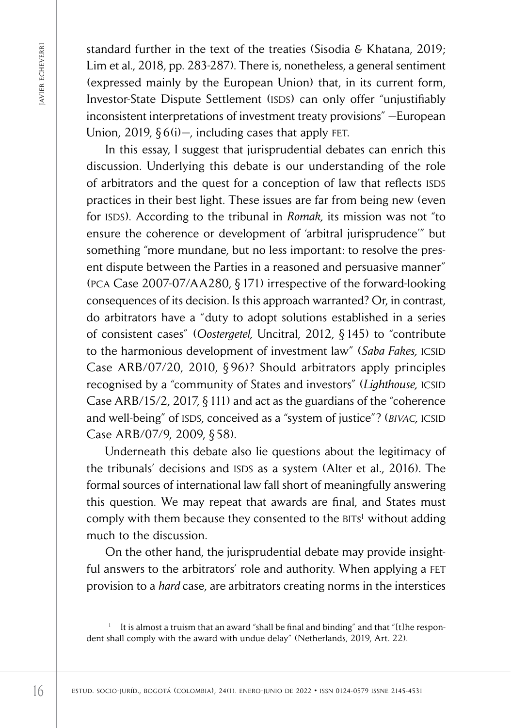standard further in the text of the treaties (Sisodia & Khatana, 2019; Lim et al., 2018, pp. 283-287). There is, nonetheless, a general sentiment (expressed mainly by the European Union) that, in its current form, Investor-State Dispute Settlement (ISDS) can only offer "unjustifiably inconsistent interpretations of investment treaty provisions" —European Union, 2019, § 6(i)—, including cases that apply FET.

In this essay, I suggest that jurisprudential debates can enrich this discussion. Underlying this debate is our understanding of the role of arbitrators and the quest for a conception of law that reflects ISDS practices in their best light. These issues are far from being new (even for ISDS). According to the tribunal in *Romak,* its mission was not "to ensure the coherence or development of 'arbitral jurisprudence'" but something "more mundane, but no less important: to resolve the present dispute between the Parties in a reasoned and persuasive manner" (PCA Case 2007-07/AA280, § 171) irrespective of the forward-looking consequences of its decision. Is this approach warranted? Or, in contrast, do arbitrators have a "duty to adopt solutions established in a series of consistent cases" (*Oostergetel,* Uncitral, 2012, § 145) to "contribute to the harmonious development of investment law" (*Saba Fakes,* ICSID Case ARB/07/20, 2010, § 96)? Should arbitrators apply principles recognised by a "community of States and investors" (*Lighthouse,* ICSID Case ARB/15/2, 2017, § 111) and act as the guardians of the "coherence and well-being" of ISDS, conceived as a "system of justice"? (*BIVAC,* ICSID Case ARB/07/9, 2009, § 58).

Underneath this debate also lie questions about the legitimacy of the tribunals' decisions and ISDS as a system (Alter et al., 2016). The formal sources of international law fall short of meaningfully answering this question. We may repeat that awards are final, and States must comply with them because they consented to the BITs[1] without adding much to the discussion.

On the other hand, the jurisprudential debate may provide insightful answers to the arbitrators' role and authority. When applying a FET provision to a *hard* case, are arbitrators creating norms in the interstices

[1] It is almost a truism that an award "shall be final and binding" and that "[t]he respondent shall comply with the award with undue delay" (Netherlands, 2019, Art. 22).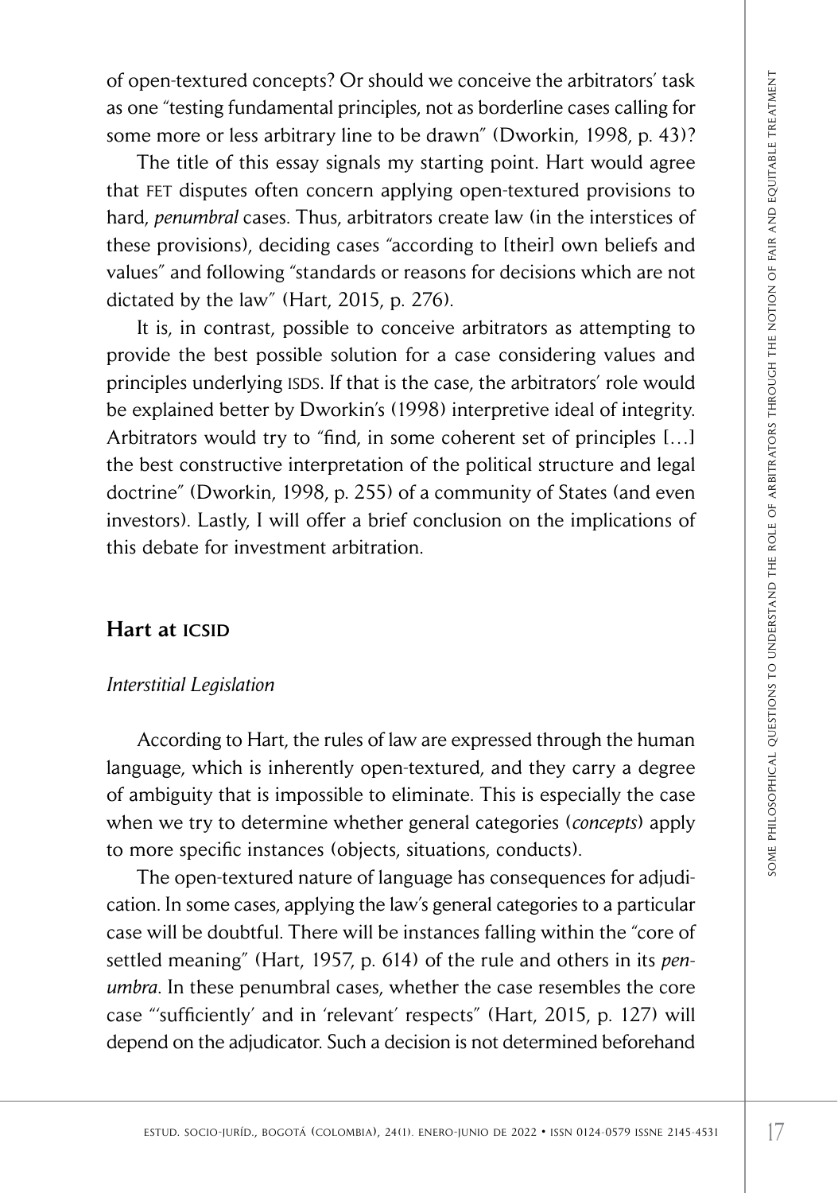of open-textured concepts? Or should we conceive the arbitrators' task as one "testing fundamental principles, not as borderline cases calling for some more or less arbitrary line to be drawn" (Dworkin, 1998, p. 43)?

The title of this essay signals my starting point. Hart would agree that FET disputes often concern applying open-textured provisions to hard, *penumbral* cases. Thus, arbitrators create law (in the interstices of these provisions), deciding cases "according to [their] own beliefs and values" and following "standards or reasons for decisions which are not dictated by the law" (Hart, 2015, p. 276).

It is, in contrast, possible to conceive arbitrators as attempting to provide the best possible solution for a case considering values and principles underlying ISDS. If that is the case, the arbitrators' role would be explained better by Dworkin's (1998) interpretive ideal of integrity. Arbitrators would try to "find, in some coherent set of principles […] the best constructive interpretation of the political structure and legal doctrine" (Dworkin, 1998, p. 255) of a community of States (and even investors). Lastly, I will offer a brief conclusion on the implications of this debate for investment arbitration.

## Hart at ICSID

### *Interstitial Legislation*

According to Hart, the rules of law are expressed through the human language, which is inherently open-textured, and they carry a degree of ambiguity that is impossible to eliminate. This is especially the case when we try to determine whether general categories (*concepts*) apply to more specific instances (objects, situations, conducts).

The open-textured nature of language has consequences for adjudication. In some cases, applying the law's general categories to a particular case will be doubtful. There will be instances falling within the "core of settled meaning" (Hart, 1957, p. 614) of the rule and others in its *penumbra*. In these penumbral cases, whether the case resembles the core case "'sufficiently' and in 'relevant' respects" (Hart, 2015, p. 127) will depend on the adjudicator. Such a decision is not determined beforehand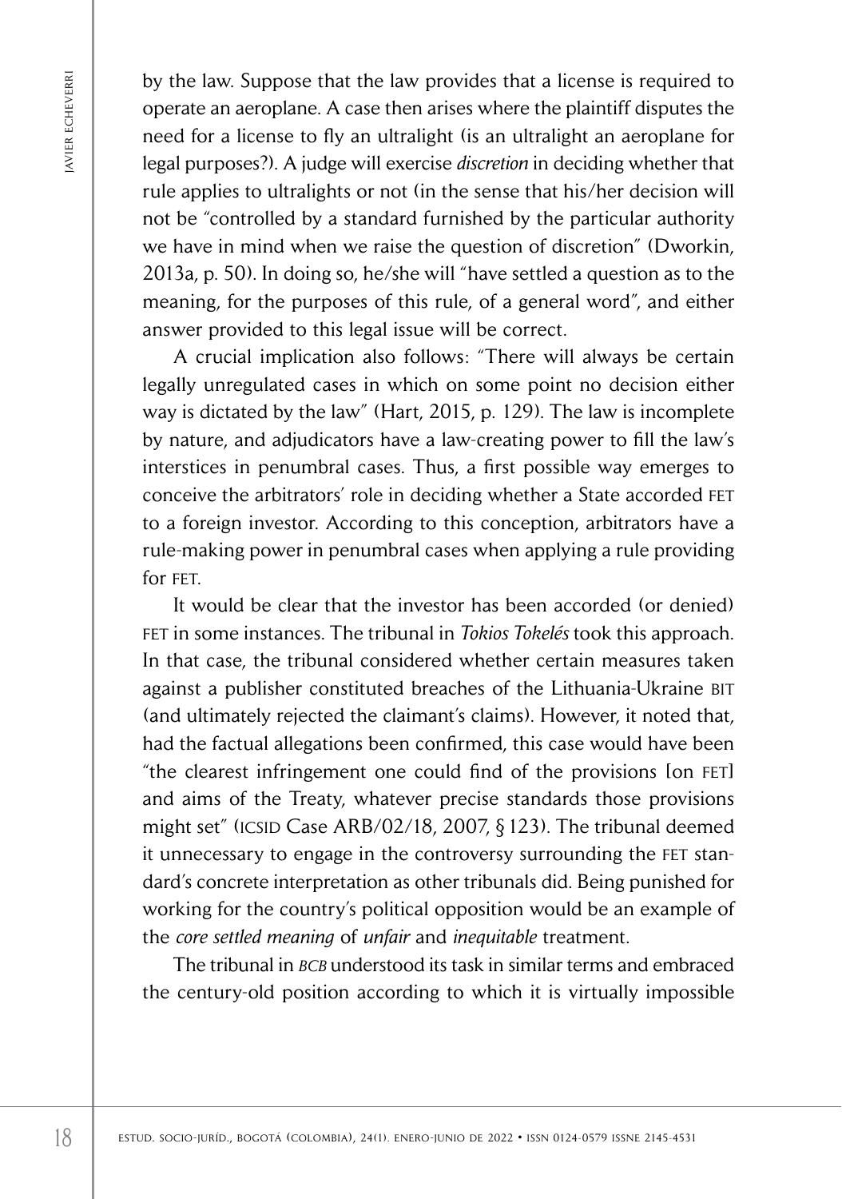by the law. Suppose that the law provides that a license is required to operate an aeroplane. A case then arises where the plaintiff disputes the need for a license to fly an ultralight (is an ultralight an aeroplane for legal purposes?). A judge will exercise *discretion* in deciding whether that rule applies to ultralights or not (in the sense that his/her decision will not be "controlled by a standard furnished by the particular authority we have in mind when we raise the question of discretion" (Dworkin, 2013a, p. 50). In doing so, he/she will "have settled a question as to the meaning, for the purposes of this rule, of a general word", and either answer provided to this legal issue will be correct.

A crucial implication also follows: "There will always be certain legally unregulated cases in which on some point no decision either way is dictated by the law" (Hart, 2015, p. 129). The law is incomplete by nature, and adjudicators have a law-creating power to fill the law's interstices in penumbral cases. Thus, a first possible way emerges to conceive the arbitrators' role in deciding whether a State accorded FET to a foreign investor. According to this conception, arbitrators have a rule-making power in penumbral cases when applying a rule providing for FET.

It would be clear that the investor has been accorded (or denied) FET in some instances. The tribunal in *Tokios Tokelés* took this approach. In that case, the tribunal considered whether certain measures taken against a publisher constituted breaches of the Lithuania-Ukraine BIT (and ultimately rejected the claimant's claims). However, it noted that, had the factual allegations been confirmed, this case would have been "the clearest infringement one could find of the provisions [on FET] and aims of the Treaty, whatever precise standards those provisions might set" (ICSID Case ARB/02/18, 2007, § 123). The tribunal deemed it unnecessary to engage in the controversy surrounding the FET standard's concrete interpretation as other tribunals did. Being punished for working for the country's political opposition would be an example of the *core settled meaning* of *unfair* and *inequitable* treatment.

The tribunal in *BCB* understood its task in similar terms and embraced the century-old position according to which it is virtually impossible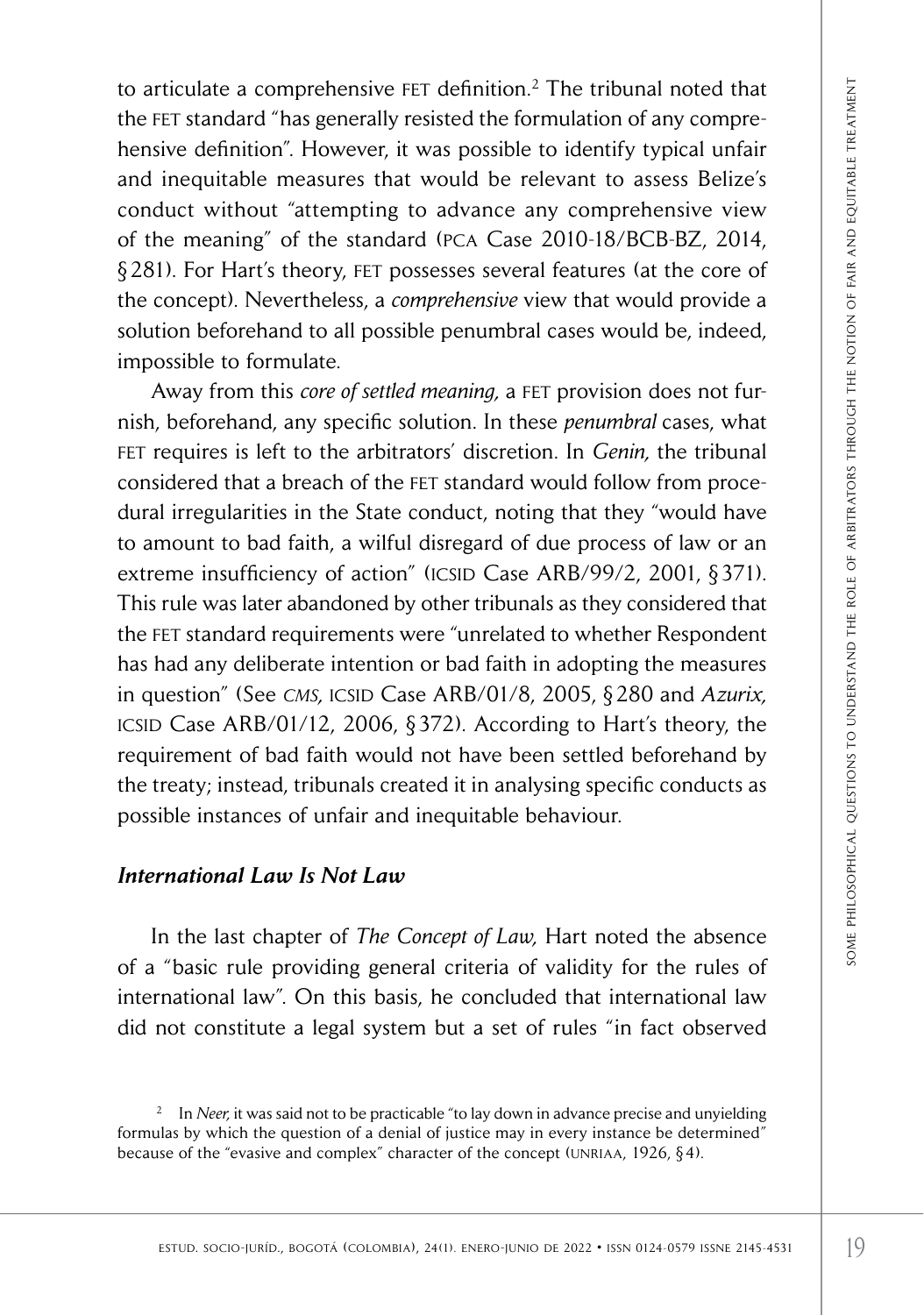to articulate a comprehensive FET definition.[2] The tribunal noted that the FET standard "has generally resisted the formulation of any comprehensive definition". However, it was possible to identify typical unfair and inequitable measures that would be relevant to assess Belize's conduct without "attempting to advance any comprehensive view of the meaning" of the standard (PCA Case 2010-18/BCB-BZ, 2014, §281). For Hart's theory, FET possesses several features (at the core of the concept). Nevertheless, a *comprehensive* view that would provide a solution beforehand to all possible penumbral cases would be, indeed, impossible to formulate.

Away from this *core of settled meaning,* a FET provision does not furnish, beforehand, any specific solution. In these *penumbral* cases, what FET requires is left to the arbitrators' discretion. In *Genin,* the tribunal considered that a breach of the FET standard would follow from procedural irregularities in the State conduct, noting that they "would have to amount to bad faith, a wilful disregard of due process of law or an extreme insufficiency of action" (ICSID Case ARB/99/2, 2001, §371). This rule was later abandoned by other tribunals as they considered that the FET standard requirements were "unrelated to whether Respondent has had any deliberate intention or bad faith in adopting the measures in question" (See *CMS,* ICSID Case ARB/01/8, 2005, §280 and *Azurix,* ICSID Case ARB/01/12, 2006, §372). According to Hart's theory, the requirement of bad faith would not have been settled beforehand by the treaty; instead, tribunals created it in analysing specific conducts as possible instances of unfair and inequitable behaviour.

### *International Law Is Not Law*

In the last chapter of *The Concept of Law,* Hart noted the absence of a "basic rule providing general criteria of validity for the rules of international law". On this basis, he concluded that international law did not constitute a legal system but a set of rules "in fact observed

[2] In *Neer,* it was said not to be practicable "to lay down in advance precise and unyielding formulas by which the question of a denial of justice may in every instance be determined" because of the "evasive and complex" character of the concept (UNRIAA, 1926, §4).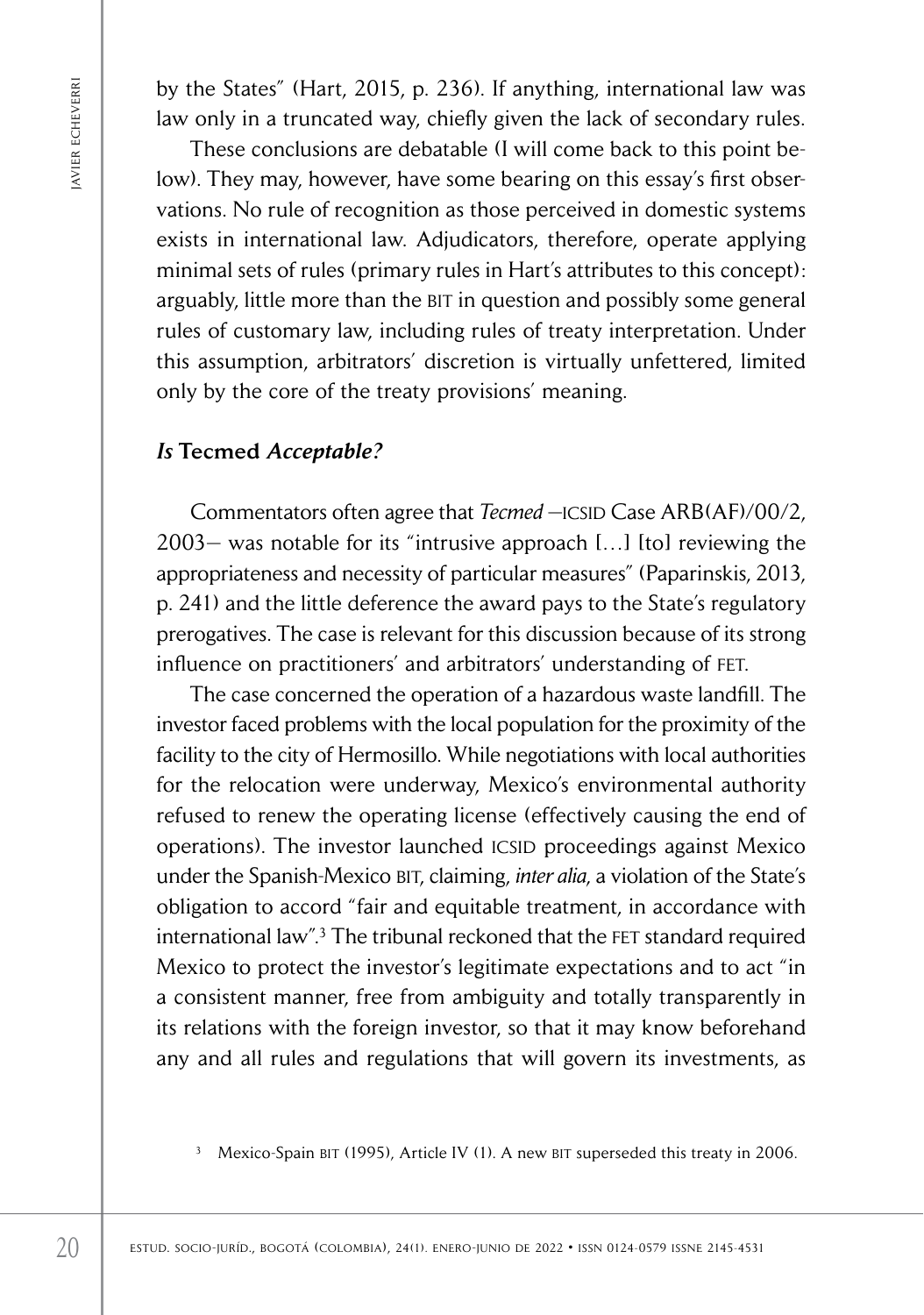by the States" (Hart, 2015, p. 236). If anything, international law was law only in a truncated way, chiefly given the lack of secondary rules.

These conclusions are debatable (I will come back to this point below). They may, however, have some bearing on this essay's first observations. No rule of recognition as those perceived in domestic systems exists in international law. Adjudicators, therefore, operate applying minimal sets of rules (primary rules in Hart's attributes to this concept): arguably, little more than the BIT in question and possibly some general rules of customary law, including rules of treaty interpretation. Under this assumption, arbitrators' discretion is virtually unfettered, limited only by the core of the treaty provisions' meaning.

### *Is* **Tecmed** *Acceptable?*

Commentators often agree that *Tecmed* —ICSID Case ARB(AF)/00/2, 2003— was notable for its "intrusive approach […] [to] reviewing the appropriateness and necessity of particular measures" (Paparinskis, 2013, p. 241) and the little deference the award pays to the State's regulatory prerogatives. The case is relevant for this discussion because of its strong influence on practitioners' and arbitrators' understanding of FET.

The case concerned the operation of a hazardous waste landfill. The investor faced problems with the local population for the proximity of the facility to the city of Hermosillo. While negotiations with local authorities for the relocation were underway, Mexico's environmental authority refused to renew the operating license (effectively causing the end of operations). The investor launched ICSID proceedings against Mexico under the Spanish-Mexico BIT, claiming, *inter alia*, a violation of the State's obligation to accord "fair and equitable treatment, in accordance with international law".[3] The tribunal reckoned that the FET standard required Mexico to protect the investor's legitimate expectations and to act "in a consistent manner, free from ambiguity and totally transparently in its relations with the foreign investor, so that it may know beforehand any and all rules and regulations that will govern its investments, as

[3] Mexico-Spain BIT (1995), Article IV (1). A new BIT superseded this treaty in 2006.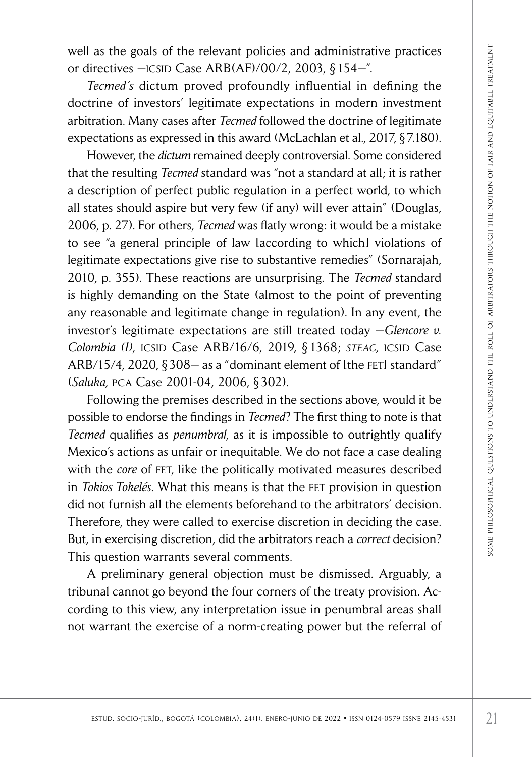well as the goals of the relevant policies and administrative practices or directives —ICSID Case ARB(AF)/00/2, 2003, §154—".

*Tecmed's* dictum proved profoundly influential in defining the doctrine of investors' legitimate expectations in modern investment arbitration. Many cases after *Tecmed* followed the doctrine of legitimate expectations as expressed in this award (McLachlan et al., 2017, §7.180).

However, the *dictum* remained deeply controversial. Some considered that the resulting *Tecmed* standard was "not a standard at all; it is rather a description of perfect public regulation in a perfect world, to which all states should aspire but very few (if any) will ever attain" (Douglas, 2006, p. 27). For others, *Tecmed* was flatly wrong: it would be a mistake to see "a general principle of law [according to which] violations of legitimate expectations give rise to substantive remedies" (Sornarajah, 2010, p. 355). These reactions are unsurprising. The *Tecmed* standard is highly demanding on the State (almost to the point of preventing any reasonable and legitimate change in regulation). In any event, the investor's legitimate expectations are still treated today —*Glencore v. Colombia (I)*, ICSID Case ARB/16/6, 2019, §1368; *STEAG*, ICSID Case ARB/15/4, 2020, §308— as a "dominant element of [the FET] standard" (*Saluka*, PCA Case 2001-04, 2006, §302).

Following the premises described in the sections above, would it be possible to endorse the findings in *Tecmed*? The first thing to note is that *Tecmed* qualifies as *penumbral*, as it is impossible to outrightly qualify Mexico's actions as unfair or inequitable. We do not face a case dealing with the *core* of FET, like the politically motivated measures described in *Tokios Tokelés*. What this means is that the FET provision in question did not furnish all the elements beforehand to the arbitrators' decision. Therefore, they were called to exercise discretion in deciding the case. But, in exercising discretion, did the arbitrators reach a *correct* decision? This question warrants several comments.

A preliminary general objection must be dismissed. Arguably, a tribunal cannot go beyond the four corners of the treaty provision. According to this view, any interpretation issue in penumbral areas shall not warrant the exercise of a norm-creating power but the referral of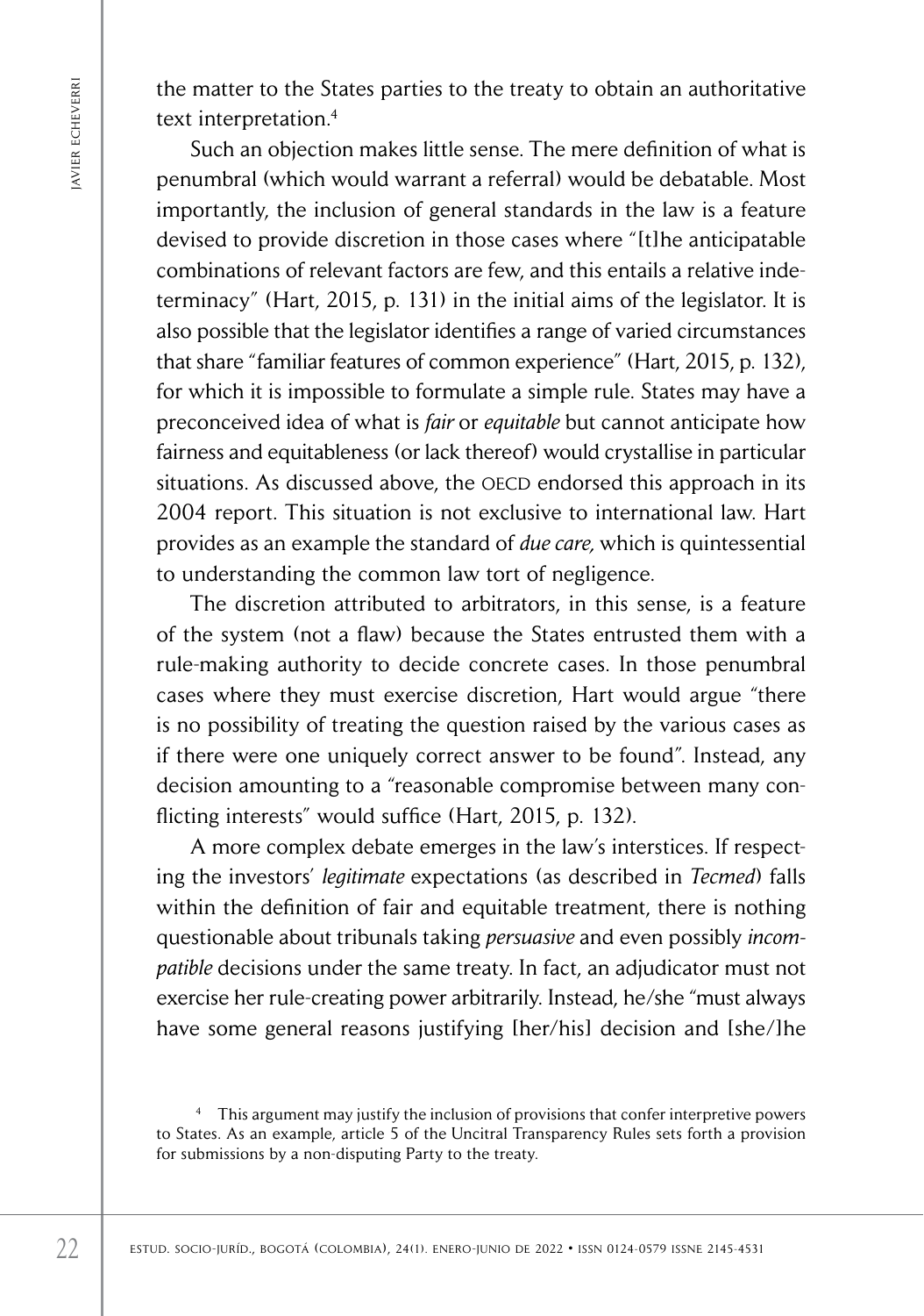the matter to the States parties to the treaty to obtain an authoritative text interpretation.[4]

Such an objection makes little sense. The mere definition of what is penumbral (which would warrant a referral) would be debatable. Most importantly, the inclusion of general standards in the law is a feature devised to provide discretion in those cases where "[t]he anticipatable combinations of relevant factors are few, and this entails a relative indeterminacy" (Hart, 2015, p. 131) in the initial aims of the legislator. It is also possible that the legislator identifies a range of varied circumstances that share "familiar features of common experience" (Hart, 2015, p. 132), for which it is impossible to formulate a simple rule. States may have a preconceived idea of what is *fair* or *equitable* but cannot anticipate how fairness and equitableness (or lack thereof) would crystallise in particular situations. As discussed above, the OECD endorsed this approach in its 2004 report. This situation is not exclusive to international law. Hart provides as an example the standard of *due care,* which is quintessential to understanding the common law tort of negligence.

The discretion attributed to arbitrators, in this sense, is a feature of the system (not a flaw) because the States entrusted them with a rule-making authority to decide concrete cases. In those penumbral cases where they must exercise discretion, Hart would argue "there is no possibility of treating the question raised by the various cases as if there were one uniquely correct answer to be found". Instead, any decision amounting to a "reasonable compromise between many conflicting interests" would suffice (Hart, 2015, p. 132).

A more complex debate emerges in the law's interstices. If respecting the investors' *legitimate* expectations (as described in *Tecmed*) falls within the definition of fair and equitable treatment, there is nothing questionable about tribunals taking *persuasive* and even possibly *incompatible* decisions under the same treaty. In fact, an adjudicator must not exercise her rule-creating power arbitrarily. Instead, he/she "must always have some general reasons justifying [her/his] decision and [she/]he

[4] This argument may justify the inclusion of provisions that confer interpretive powers to States. As an example, article 5 of the Uncitral Transparency Rules sets forth a provision for submissions by a non-disputing Party to the treaty.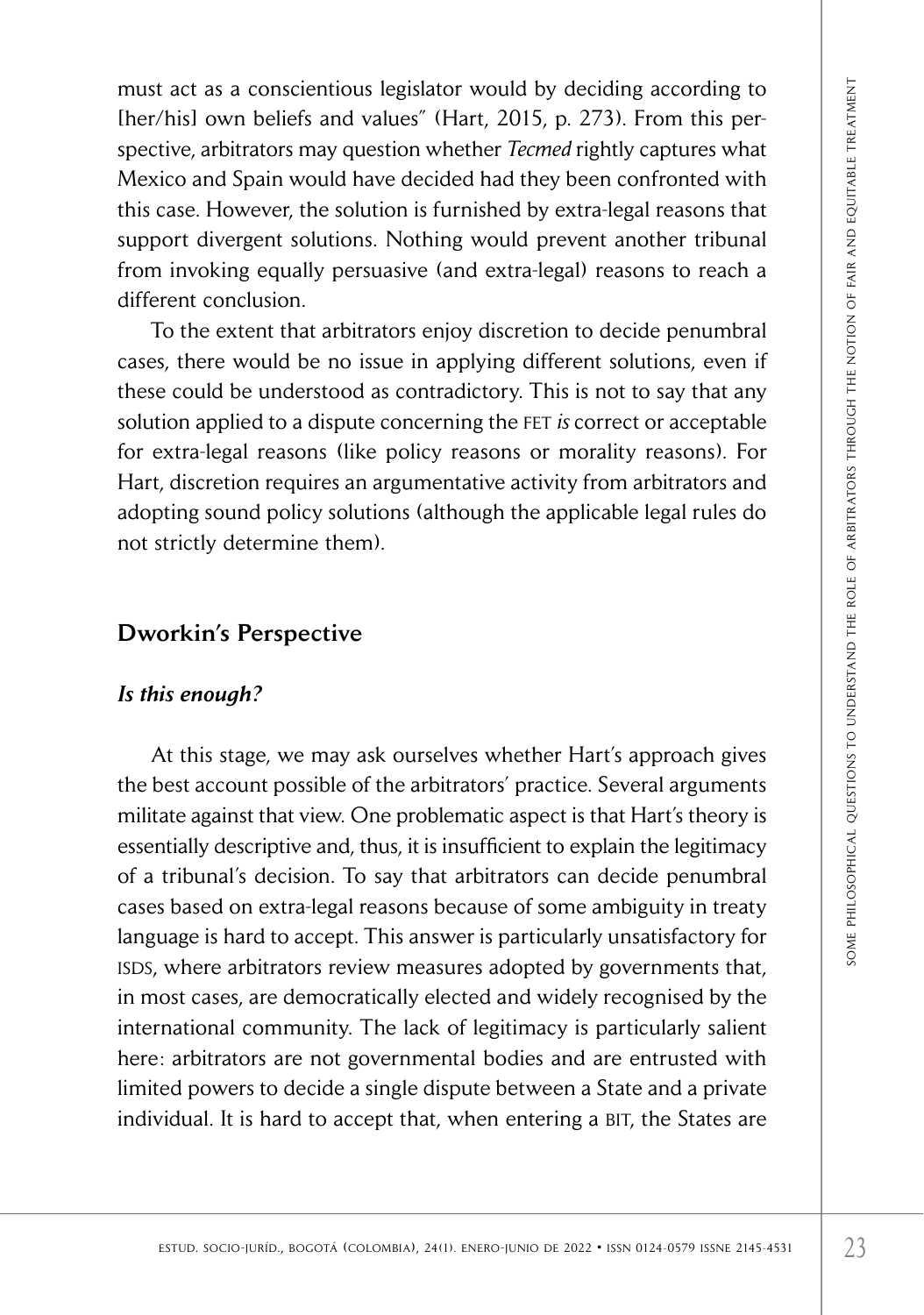must act as a conscientious legislator would by deciding according to [her/his] own beliefs and values" (Hart, 2015, p. 273). From this perspective, arbitrators may question whether *Tecmed* rightly captures what Mexico and Spain would have decided had they been confronted with this case. However, the solution is furnished by extra-legal reasons that support divergent solutions. Nothing would prevent another tribunal from invoking equally persuasive (and extra-legal) reasons to reach a different conclusion.

To the extent that arbitrators enjoy discretion to decide penumbral cases, there would be no issue in applying different solutions, even if these could be understood as contradictory. This is not to say that any solution applied to a dispute concerning the FET *is* correct or acceptable for extra-legal reasons (like policy reasons or morality reasons). For Hart, discretion requires an argumentative activity from arbitrators and adopting sound policy solutions (although the applicable legal rules do not strictly determine them).

## Dworkin's Perspective

### *Is this enough?*

At this stage, we may ask ourselves whether Hart's approach gives the best account possible of the arbitrators' practice. Several arguments militate against that view. One problematic aspect is that Hart's theory is essentially descriptive and, thus, it is insufficient to explain the legitimacy of a tribunal's decision. To say that arbitrators can decide penumbral cases based on extra-legal reasons because of some ambiguity in treaty language is hard to accept. This answer is particularly unsatisfactory for ISDS, where arbitrators review measures adopted by governments that, in most cases, are democratically elected and widely recognised by the international community. The lack of legitimacy is particularly salient here: arbitrators are not governmental bodies and are entrusted with limited powers to decide a single dispute between a State and a private individual. It is hard to accept that, when entering a BIT, the States are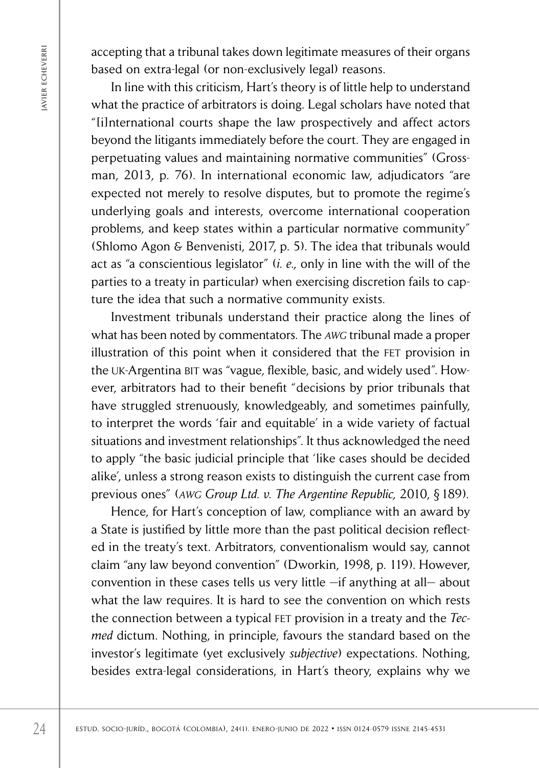accepting that a tribunal takes down legitimate measures of their organs based on extra-legal (or non-exclusively legal) reasons.

In line with this criticism, Hart's theory is of little help to understand what the practice of arbitrators is doing. Legal scholars have noted that "[i]nternational courts shape the law prospectively and affect actors beyond the litigants immediately before the court. They are engaged in perpetuating values and maintaining normative communities" (Grossman, 2013, p. 76). In international economic law, adjudicators "are expected not merely to resolve disputes, but to promote the regime's underlying goals and interests, overcome international cooperation problems, and keep states within a particular normative community" (Shlomo Agon & Benvenisti, 2017, p. 5). The idea that tribunals would act as "a conscientious legislator" (*i. e.,* only in line with the will of the parties to a treaty in particular) when exercising discretion fails to capture the idea that such a normative community exists.

Investment tribunals understand their practice along the lines of what has been noted by commentators. The *AWG* tribunal made a proper illustration of this point when it considered that the FET provision in the UK-Argentina BIT was "vague, flexible, basic, and widely used". However, arbitrators had to their benefit "decisions by prior tribunals that have struggled strenuously, knowledgeably, and sometimes painfully, to interpret the words 'fair and equitable' in a wide variety of factual situations and investment relationships". It thus acknowledged the need to apply "the basic judicial principle that 'like cases should be decided alike', unless a strong reason exists to distinguish the current case from previous ones" (*AWG Group Ltd. v. The Argentine Republic,* 2010, § 189).

Hence, for Hart's conception of law, compliance with an award by a State is justified by little more than the past political decision reflected in the treaty's text. Arbitrators, conventionalism would say, cannot claim "any law beyond convention" (Dworkin, 1998, p. 119). However, convention in these cases tells us very little —if anything at all— about what the law requires. It is hard to see the convention on which rests the connection between a typical FET provision in a treaty and the *Tecmed* dictum. Nothing, in principle, favours the standard based on the investor's legitimate (yet exclusively *subjective*) expectations. Nothing, besides extra-legal considerations, in Hart's theory, explains why we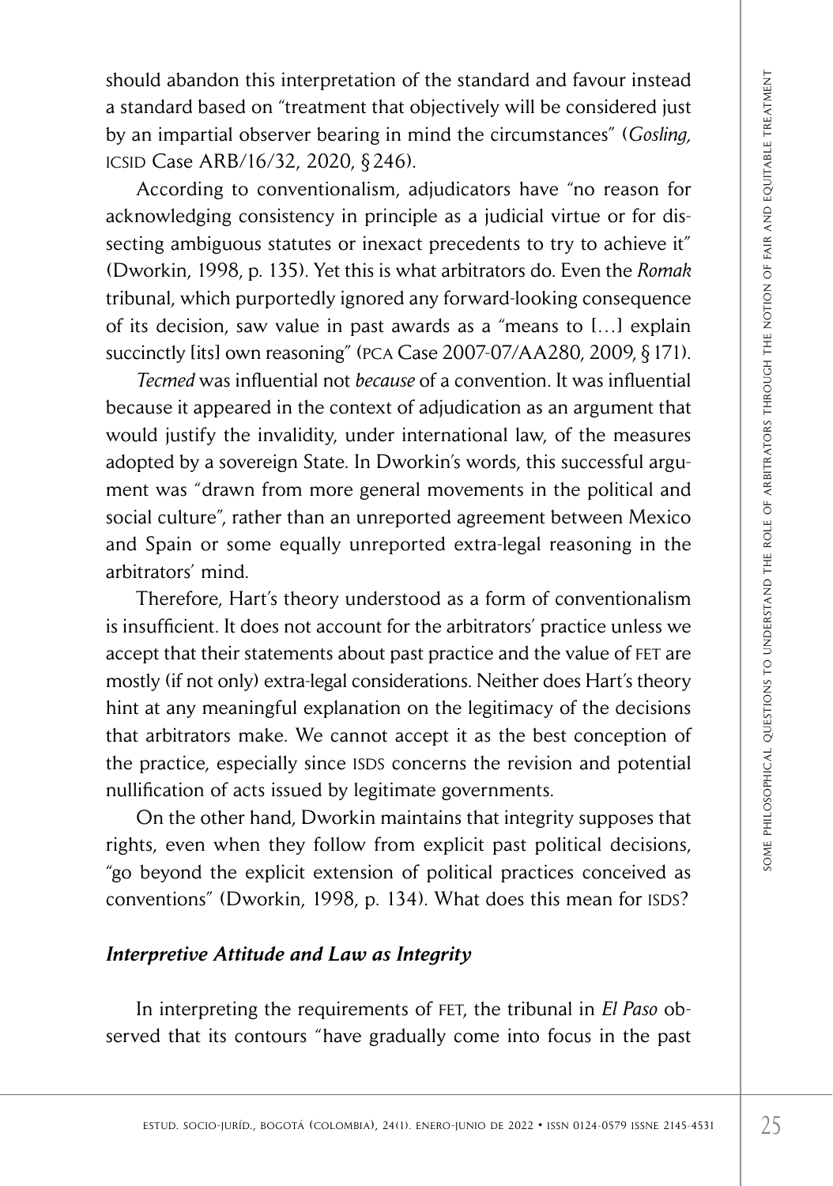should abandon this interpretation of the standard and favour instead a standard based on "treatment that objectively will be considered just by an impartial observer bearing in mind the circumstances" (*Gosling,* ICSID Case ARB/16/32, 2020, § 246).

According to conventionalism, adjudicators have "no reason for acknowledging consistency in principle as a judicial virtue or for dissecting ambiguous statutes or inexact precedents to try to achieve it" (Dworkin, 1998, p. 135). Yet this is what arbitrators do. Even the *Romak* tribunal, which purportedly ignored any forward-looking consequence of its decision, saw value in past awards as a "means to […] explain succinctly [its] own reasoning" (PCA Case 2007-07/AA280, 2009, § 171).

*Tecmed* was influential not *because* of a convention. It was influential because it appeared in the context of adjudication as an argument that would justify the invalidity, under international law, of the measures adopted by a sovereign State. In Dworkin's words, this successful argument was "drawn from more general movements in the political and social culture", rather than an unreported agreement between Mexico and Spain or some equally unreported extra-legal reasoning in the arbitrators' mind.

Therefore, Hart's theory understood as a form of conventionalism is insufficient. It does not account for the arbitrators' practice unless we accept that their statements about past practice and the value of FET are mostly (if not only) extra-legal considerations. Neither does Hart's theory hint at any meaningful explanation on the legitimacy of the decisions that arbitrators make. We cannot accept it as the best conception of the practice, especially since ISDS concerns the revision and potential nullification of acts issued by legitimate governments.

On the other hand, Dworkin maintains that integrity supposes that rights, even when they follow from explicit past political decisions, "go beyond the explicit extension of political practices conceived as conventions" (Dworkin, 1998, p. 134). What does this mean for ISDS?

### *Interpretive Attitude and Law as Integrity*

In interpreting the requirements of FET, the tribunal in *El Paso* observed that its contours "have gradually come into focus in the past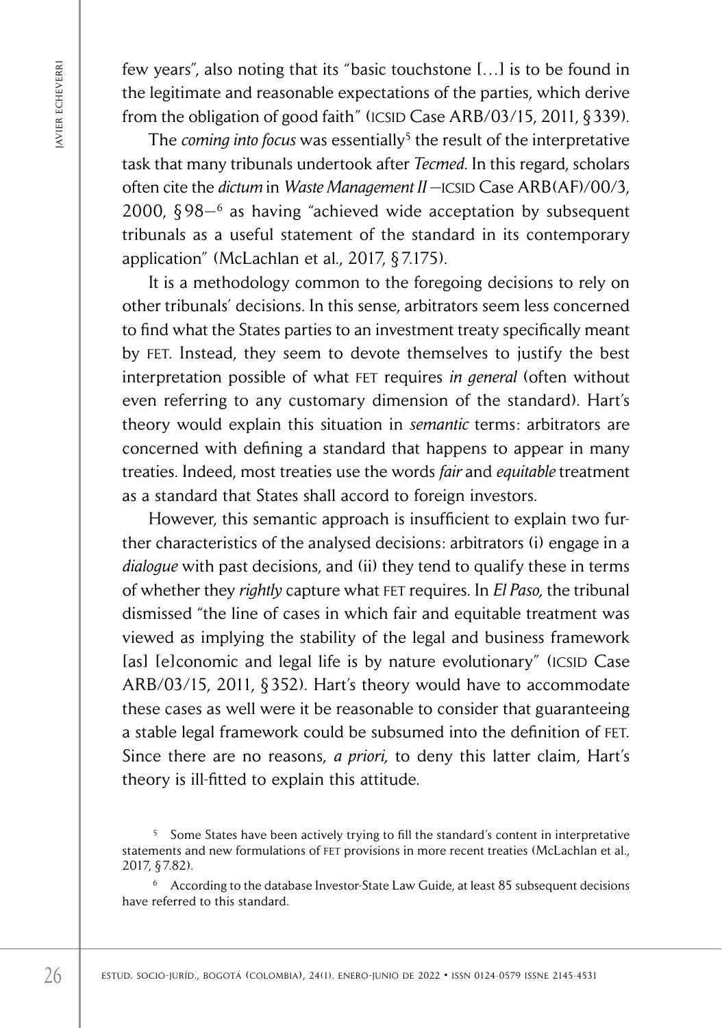few years", also noting that its "basic touchstone […] is to be found in the legitimate and reasonable expectations of the parties, which derive from the obligation of good faith" (ICSID Case ARB/03/15, 2011, §339).

The *coming into focus* was essentially[5] the result of the interpretative task that many tribunals undertook after *Tecmed*. In this regard, scholars often cite the *dictum* in *Waste Management II* —ICSID Case ARB(AF)/00/3, 2000, §98—[6] as having "achieved wide acceptance by subsequent tribunals as a useful statement of the standard in its contemporary application" (McLachlan et al., 2017, §7.175).

It is a methodology common to the foregoing decisions to rely on other tribunals' decisions. In this sense, arbitrators seem less concerned to find what the States parties to an investment treaty specifically meant by FET. Instead, they seem to devote themselves to justify the best interpretation possible of what FET requires *in general* (often without even referring to any customary dimension of the standard). Hart's theory would explain this situation in *semantic* terms: arbitrators are concerned with defining a standard that happens to appear in many treaties. Indeed, most treaties use the words *fair* and *equitable* treatment as a standard that States shall accord to foreign investors.

However, this semantic approach is insufficient to explain two further characteristics of the analysed decisions: arbitrators (i) engage in a *dialogue* with past decisions, and (ii) they tend to qualify these in terms of whether they *rightly* capture what FET requires. In *El Paso,* the tribunal dismissed "the line of cases in which fair and equitable treatment was viewed as implying the stability of the legal and business framework [as] [e]conomic and legal life is by nature evolutionary" (ICSID Case ARB/03/15, 2011, §352). Hart's theory would have to accommodate these cases as well were it be reasonable to consider that guaranteeing a stable legal framework could be subsumed into the definition of FET. Since there are no reasons, *a priori,* to deny this latter claim, Hart's theory is ill-fitted to explain this attitude.

[5] Some States have been actively trying to fill the standard's content in interpretative statements and new formulations of FET provisions in more recent treaties (McLachlan et al., 2017, §7.82).

[6] According to the database Investor-State Law Guide, at least 85 subsequent decisions have referred to this standard.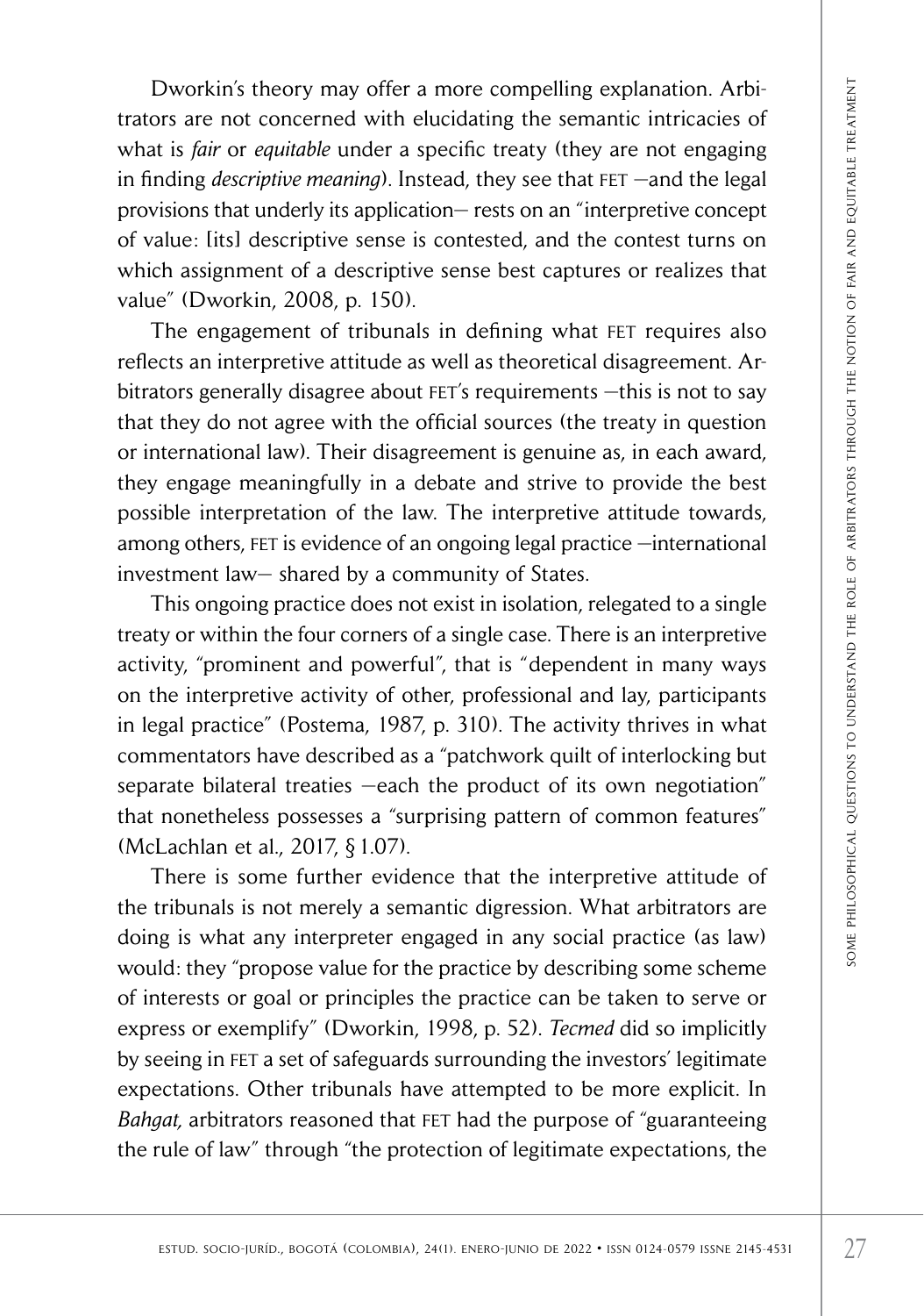Dworkin's theory may offer a more compelling explanation. Arbitrators are not concerned with elucidating the semantic intricacies of what is *fair* or *equitable* under a specific treaty (they are not engaging in finding *descriptive meaning*). Instead, they see that FET —and the legal provisions that underly its application— rests on an "interpretive concept of value: [its] descriptive sense is contested, and the contest turns on which assignment of a descriptive sense best captures or realizes that value" (Dworkin, 2008, p. 150).

The engagement of tribunals in defining what FET requires also reflects an interpretive attitude as well as theoretical disagreement. Arbitrators generally disagree about FET's requirements —this is not to say that they do not agree with the official sources (the treaty in question or international law). Their disagreement is genuine as, in each award, they engage meaningfully in a debate and strive to provide the best possible interpretation of the law. The interpretive attitude towards, among others, FET is evidence of an ongoing legal practice —international investment law— shared by a community of States.

This ongoing practice does not exist in isolation, relegated to a single treaty or within the four corners of a single case. There is an interpretive activity, "prominent and powerful", that is "dependent in many ways on the interpretive activity of other, professional and lay, participants in legal practice" (Postema, 1987, p. 310). The activity thrives in what commentators have described as a "patchwork quilt of interlocking but separate bilateral treaties —each the product of its own negotiation" that nonetheless possesses a "surprising pattern of common features" (McLachlan et al., 2017, § 1.07).

There is some further evidence that the interpretive attitude of the tribunals is not merely a semantic digression. What arbitrators are doing is what any interpreter engaged in any social practice (as law) would: they "propose value for the practice by describing some scheme of interests or goal or principles the practice can be taken to serve or express or exemplify" (Dworkin, 1998, p. 52). *Tecmed* did so implicitly by seeing in FET a set of safeguards surrounding the investors' legitimate expectations. Other tribunals have attempted to be more explicit. In *Bahgat,* arbitrators reasoned that FET had the purpose of "guaranteeing the rule of law" through "the protection of legitimate expectations, the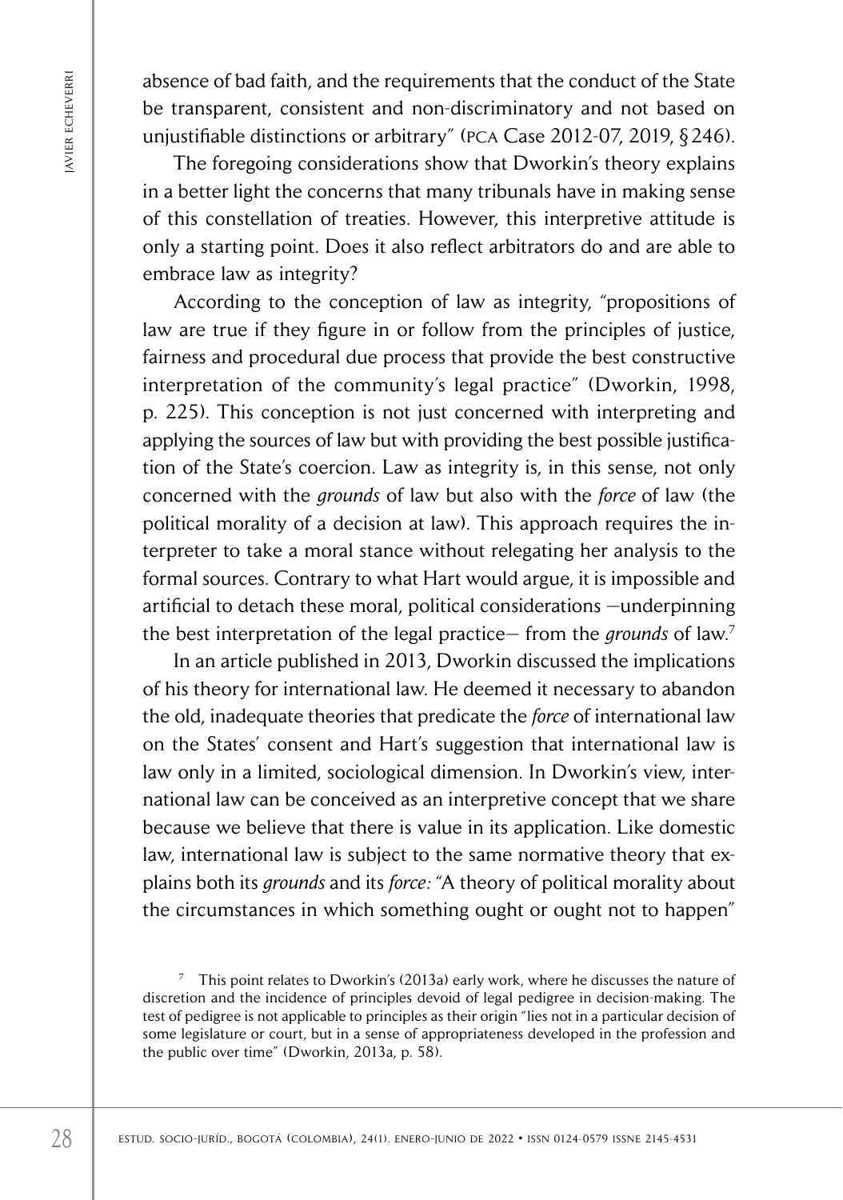absence of bad faith, and the requirements that the conduct of the State be transparent, consistent and non-discriminatory and not based on unjustifiable distinctions or arbitrary" (PCA Case 2012-07, 2019, § 246).

The foregoing considerations show that Dworkin's theory explains in a better light the concerns that many tribunals have in making sense of this constellation of treaties. However, this interpretive attitude is only a starting point. Does it also reflect arbitrators do and are able to embrace law as integrity?

According to the conception of law as integrity, "propositions of law are true if they figure in or follow from the principles of justice, fairness and procedural due process that provide the best constructive interpretation of the community's legal practice" (Dworkin, 1998, p. 225). This conception is not just concerned with interpreting and applying the sources of law but with providing the best possible justification of the State's coercion. Law as integrity is, in this sense, not only concerned with the *grounds* of law but also with the *force* of law (the political morality of a decision at law). This approach requires the interpreter to take a moral stance without relegating her analysis to the formal sources. Contrary to what Hart would argue, it is impossible and artificial to detach these moral, political considerations —underpinning the best interpretation of the legal practice— from the *grounds* of law.[7]

In an article published in 2013, Dworkin discussed the implications of his theory for international law. He deemed it necessary to abandon the old, inadequate theories that predicate the *force* of international law on the States' consent and Hart's suggestion that international law is law only in a limited, sociological dimension. In Dworkin's view, international law can be conceived as an interpretive concept that we share because we believe that there is value in its application. Like domestic law, international law is subject to the same normative theory that explains both its *grounds* and its *force:* "A theory of political morality about the circumstances in which something ought or ought not to happen"

[7] This point relates to Dworkin's (2013a) early work, where he discusses the nature of discretion and the incidence of principles devoid of legal pedigree in decision-making. The test of pedigree is not applicable to principles as their origin "lies not in a particular decision of some legislature or court, but in a sense of appropriateness developed in the profession and the public over time" (Dworkin, 2013a, p. 58).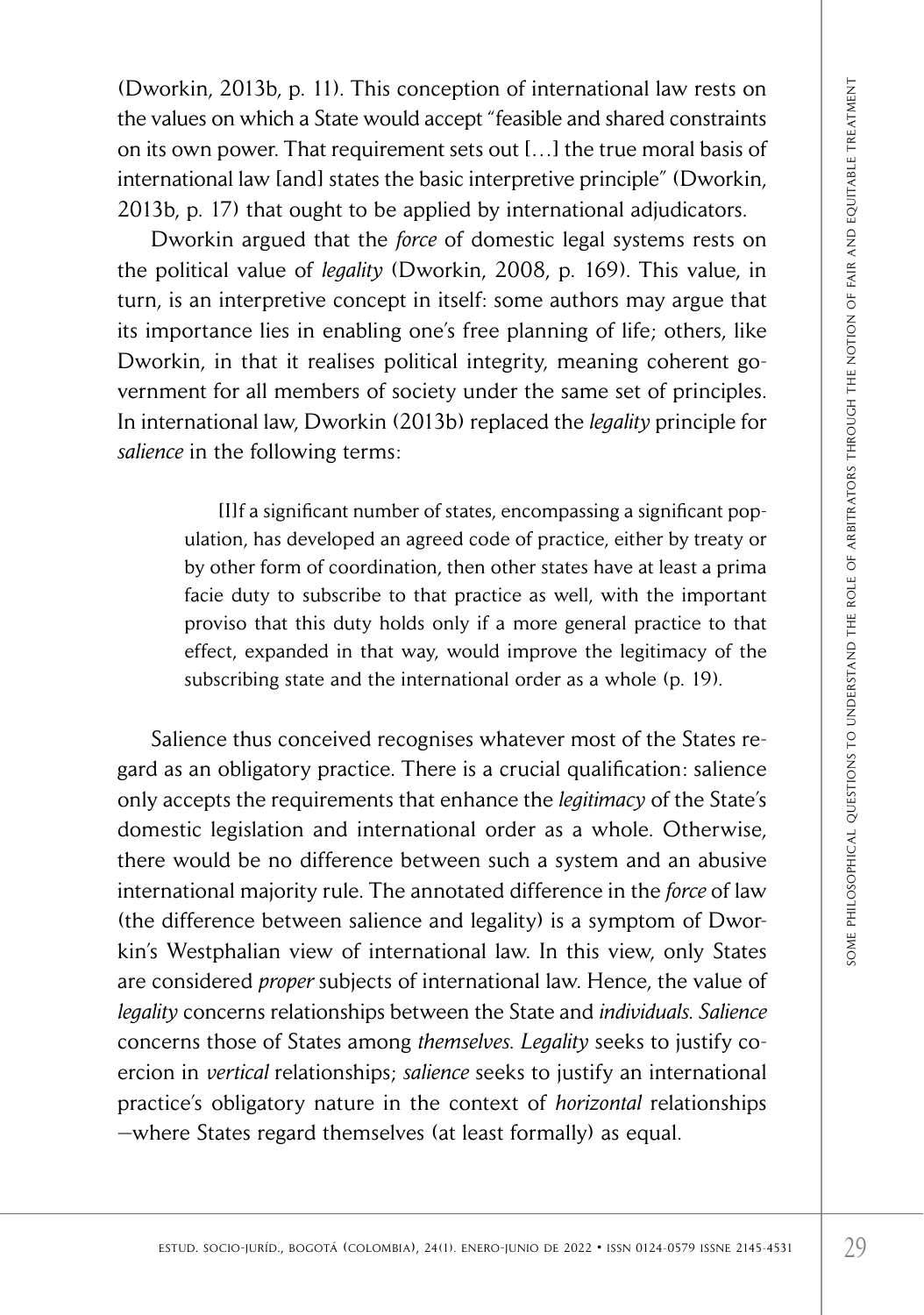(Dworkin, 2013b, p. 11). This conception of international law rests on the values on which a State would accept "feasible and shared constraints on its own power. That requirement sets out […] the true moral basis of international law [and] states the basic interpretive principle" (Dworkin, 2013b, p. 17) that ought to be applied by international adjudicators.

Dworkin argued that the *force* of domestic legal systems rests on the political value of *legality* (Dworkin, 2008, p. 169). This value, in turn, is an interpretive concept in itself: some authors may argue that its importance lies in enabling one's free planning of life; others, like Dworkin, in that it realises political integrity, meaning coherent government for all members of society under the same set of principles. In international law, Dworkin (2013b) replaced the *legality* principle for *salience* in the following terms:

> [I]f a significant number of states, encompassing a significant population, has developed an agreed code of practice, either by treaty or by other form of coordination, then other states have at least a prima facie duty to subscribe to that practice as well, with the important proviso that this duty holds only if a more general practice to that effect, expanded in that way, would improve the legitimacy of the subscribing state and the international order as a whole (p. 19).

Salience thus conceived recognises whatever most of the States regard as an obligatory practice. There is a crucial qualification: salience only accepts the requirements that enhance the *legitimacy* of the State's domestic legislation and international order as a whole. Otherwise, there would be no difference between such a system and an abusive international majority rule. The annotated difference in the *force* of law (the difference between salience and legality) is a symptom of Dworkin's Westphalian view of international law. In this view, only States are considered *proper* subjects of international law. Hence, the value of *legality* concerns relationships between the State and *individuals*. *Salience* concerns those of States among *themselves*. *Legality* seeks to justify coercion in *vertical* relationships; *salience* seeks to justify an international practice's obligatory nature in the context of *horizontal* relationships —where States regard themselves (at least formally) as equal.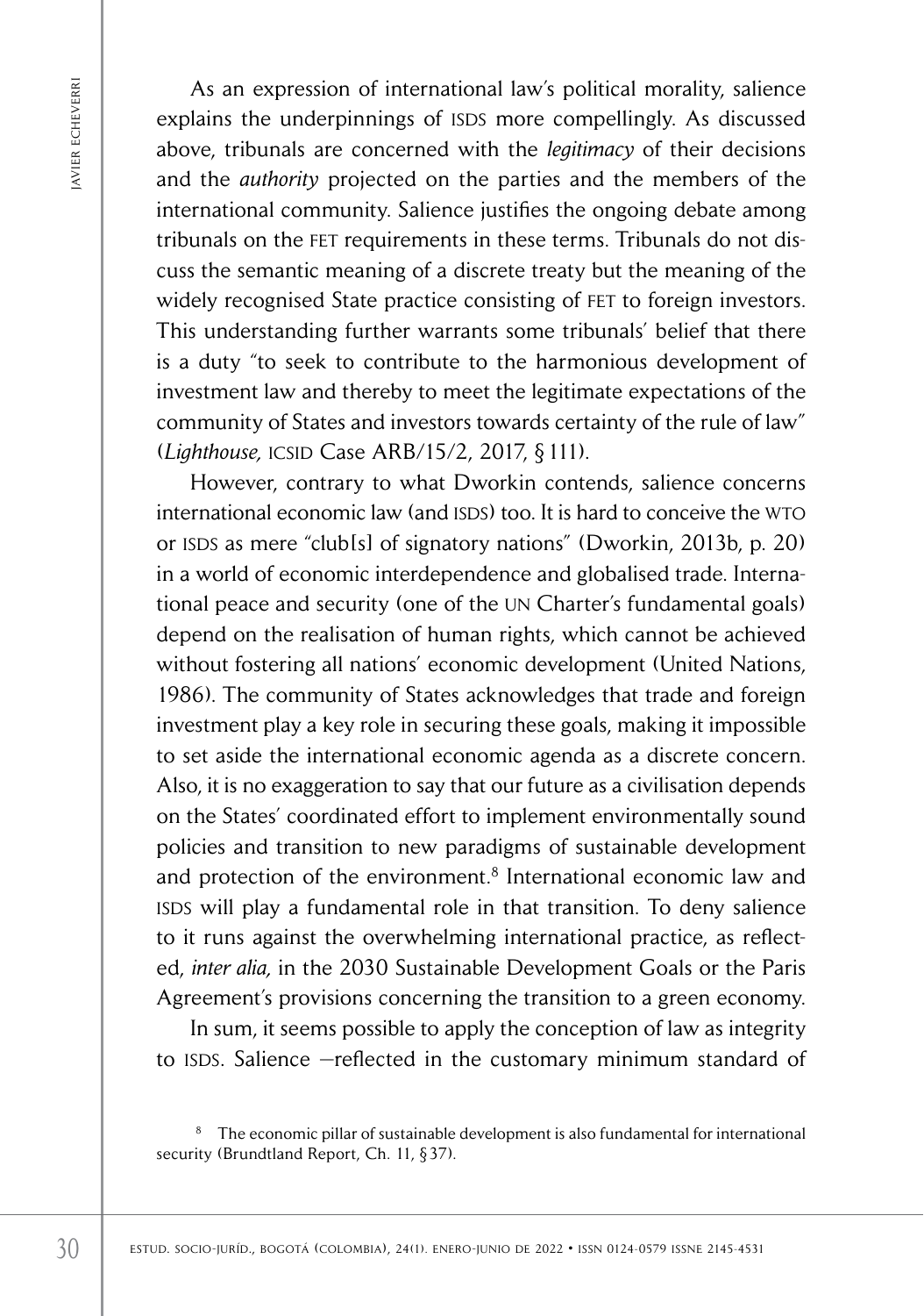As an expression of international law's political morality, salience explains the underpinnings of ISDS more compellingly. As discussed above, tribunals are concerned with the *legitimacy* of their decisions and the *authority* projected on the parties and the members of the international community. Salience justifies the ongoing debate among tribunals on the FET requirements in these terms. Tribunals do not discuss the semantic meaning of a discrete treaty but the meaning of the widely recognised State practice consisting of FET to foreign investors. This understanding further warrants some tribunals' belief that there is a duty "to seek to contribute to the harmonious development of investment law and thereby to meet the legitimate expectations of the community of States and investors towards certainty of the rule of law" (*Lighthouse,* ICSID Case ARB/15/2, 2017, § 111).

However, contrary to what Dworkin contends, salience concerns international economic law (and ISDS) too. It is hard to conceive the WTO or ISDS as mere "club[s] of signatory nations" (Dworkin, 2013b, p. 20) in a world of economic interdependence and globalised trade. International peace and security (one of the UN Charter's fundamental goals) depend on the realisation of human rights, which cannot be achieved without fostering all nations' economic development (United Nations, 1986). The community of States acknowledges that trade and foreign investment play a key role in securing these goals, making it impossible to set aside the international economic agenda as a discrete concern. Also, it is no exaggeration to say that our future as a civilisation depends on the States' coordinated effort to implement environmentally sound policies and transition to new paradigms of sustainable development and protection of the environment.[8] International economic law and ISDS will play a fundamental role in that transition. To deny salience to it runs against the overwhelming international practice, as reflected, *inter alia,* in the 2030 Sustainable Development Goals or the Paris Agreement's provisions concerning the transition to a green economy.

In sum, it seems possible to apply the conception of law as integrity to ISDS. Salience —reflected in the customary minimum standard of

[8] The economic pillar of sustainable development is also fundamental for international security (Brundtland Report, Ch. 11, § 37).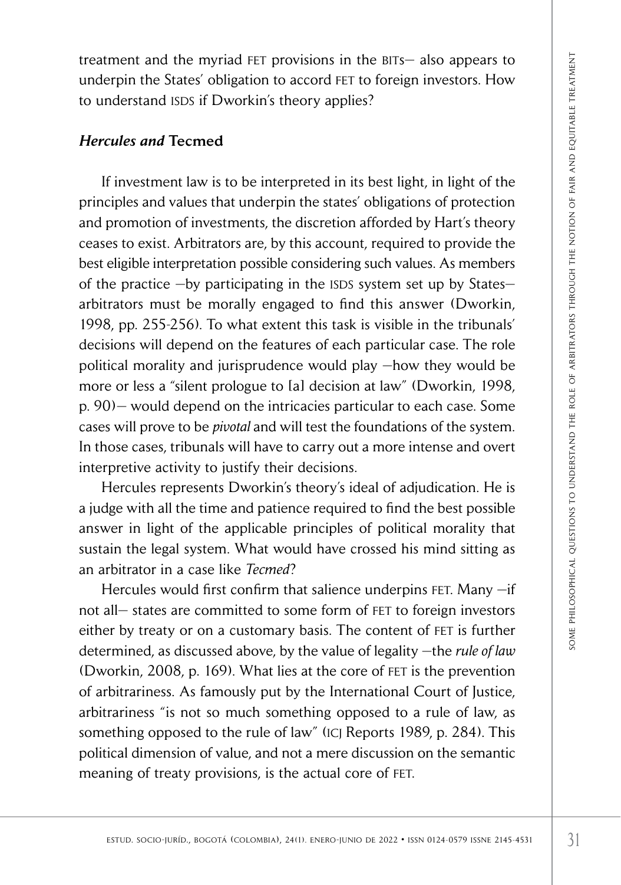treatment and the myriad FET provisions in the BITs— also appears to underpin the States' obligation to accord FET to foreign investors. How to understand ISDS if Dworkin's theory applies?

### *Hercules and* **Tecmed**

If investment law is to be interpreted in its best light, in light of the principles and values that underpin the states' obligations of protection and promotion of investments, the discretion afforded by Hart's theory ceases to exist. Arbitrators are, by this account, required to provide the best eligible interpretation possible considering such values. As members of the practice —by participating in the ISDS system set up by States— arbitrators must be morally engaged to find this answer (Dworkin, 1998, pp. 255-256). To what extent this task is visible in the tribunals' decisions will depend on the features of each particular case. The role political morality and jurisprudence would play —how they would be more or less a "silent prologue to [a] decision at law" (Dworkin, 1998, p. 90)— would depend on the intricacies particular to each case. Some cases will prove to be *pivotal* and will test the foundations of the system. In those cases, tribunals will have to carry out a more intense and overt interpretive activity to justify their decisions.

Hercules represents Dworkin's theory's ideal of adjudication. He is a judge with all the time and patience required to find the best possible answer in light of the applicable principles of political morality that sustain the legal system. What would have crossed his mind sitting as an arbitrator in a case like *Tecmed*?

Hercules would first confirm that salience underpins FET. Many —if not all— states are committed to some form of FET to foreign investors either by treaty or on a customary basis. The content of FET is further determined, as discussed above, by the value of legality —the *rule of law* (Dworkin, 2008, p. 169). What lies at the core of FET is the prevention of arbitrariness. As famously put by the International Court of Justice, arbitrariness "is not so much something opposed to a rule of law, as something opposed to the rule of law" (ICJ Reports 1989, p. 284). This political dimension of value, and not a mere discussion on the semantic meaning of treaty provisions, is the actual core of FET.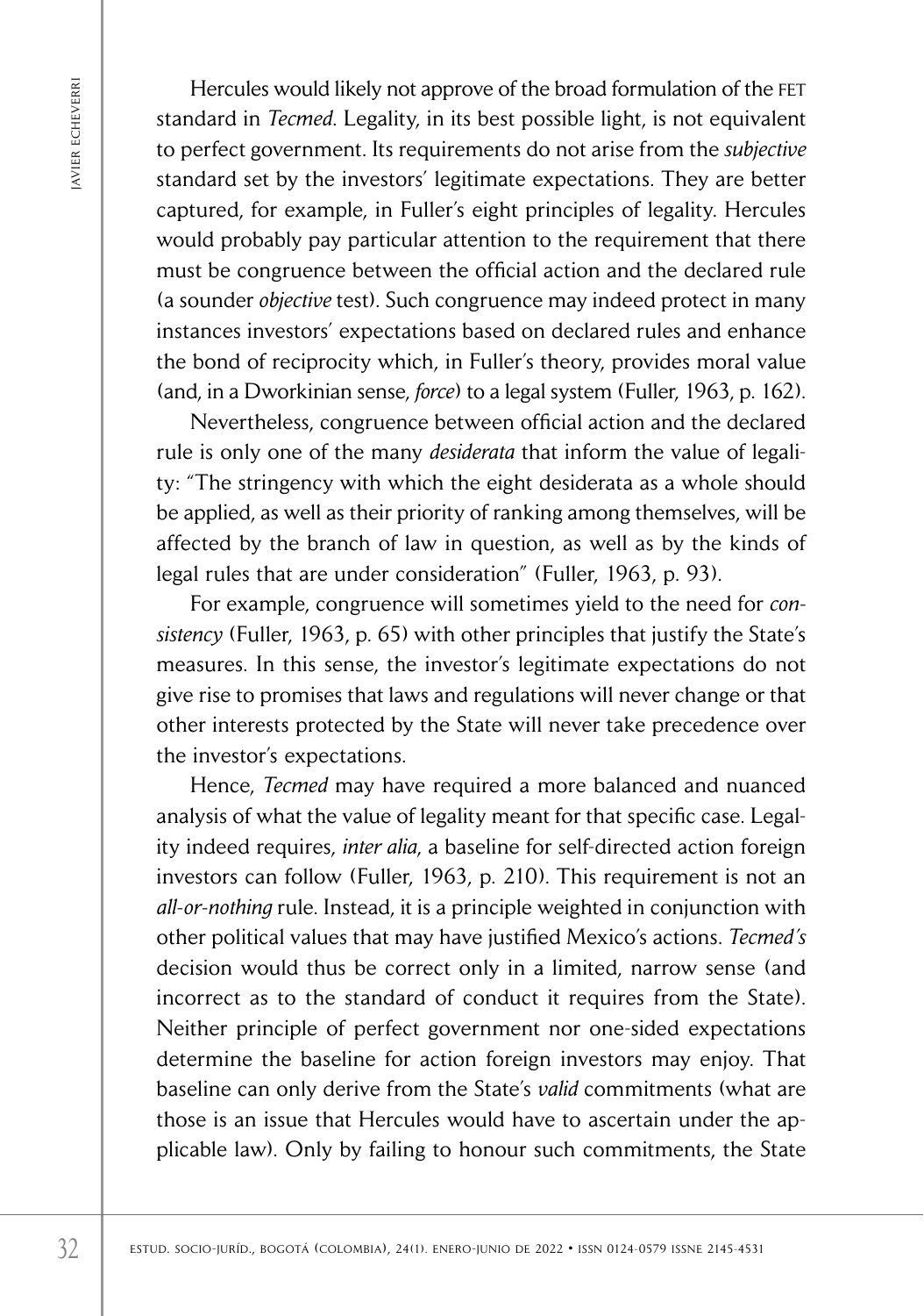Hercules would likely not approve of the broad formulation of the FET standard in *Tecmed*. Legality, in its best possible light, is not equivalent to perfect government. Its requirements do not arise from the *subjective* standard set by the investors' legitimate expectations. They are better captured, for example, in Fuller's eight principles of legality. Hercules would probably pay particular attention to the requirement that there must be congruence between the official action and the declared rule (a sounder *objective* test). Such congruence may indeed protect in many instances investors' expectations based on declared rules and enhance the bond of reciprocity which, in Fuller's theory, provides moral value (and, in a Dworkinian sense, *force*) to a legal system (Fuller, 1963, p. 162).

Nevertheless, congruence between official action and the declared rule is only one of the many *desiderata* that inform the value of legality: "The stringency with which the eight desiderata as a whole should be applied, as well as their priority of ranking among themselves, will be affected by the branch of law in question, as well as by the kinds of legal rules that are under consideration" (Fuller, 1963, p. 93).

For example, congruence will sometimes yield to the need for *consistency* (Fuller, 1963, p. 65) with other principles that justify the State's measures. In this sense, the investor's legitimate expectations do not give rise to promises that laws and regulations will never change or that other interests protected by the State will never take precedence over the investor's expectations.

Hence, *Tecmed* may have required a more balanced and nuanced analysis of what the value of legality meant for that specific case. Legality indeed requires, *inter alia*, a baseline for self-directed action foreign investors can follow (Fuller, 1963, p. 210). This requirement is not an *all-or-nothing* rule. Instead, it is a principle weighted in conjunction with other political values that may have justified Mexico's actions. *Tecmed's* decision would thus be correct only in a limited, narrow sense (and incorrect as to the standard of conduct it requires from the State). Neither principle of perfect government nor one-sided expectations determine the baseline for action foreign investors may enjoy. That baseline can only derive from the State's *valid* commitments (what are those is an issue that Hercules would have to ascertain under the applicable law). Only by failing to honour such commitments, the State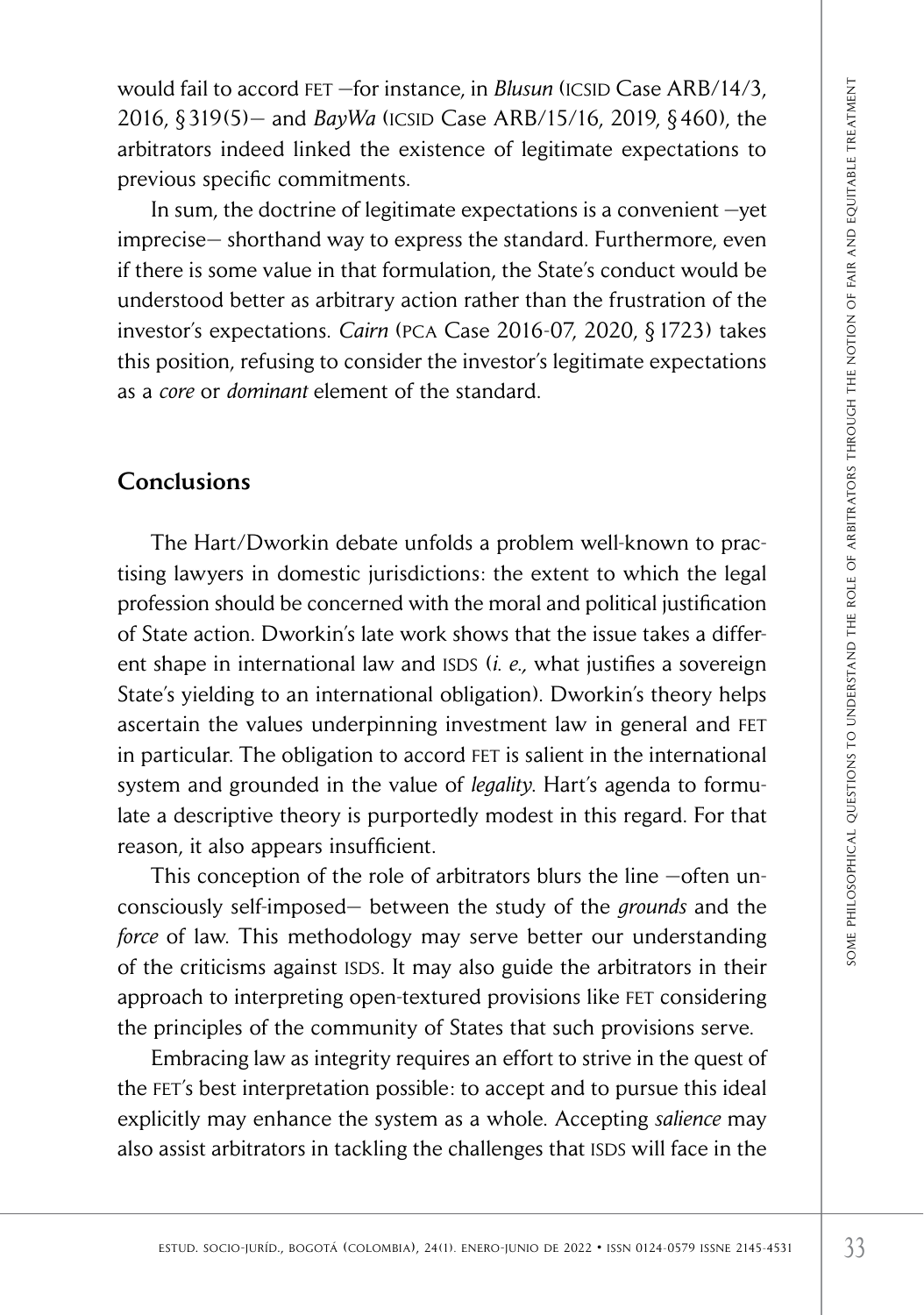would fail to accord FET –for instance, in *Blusun* (ICSID Case ARB/14/3, 2016, § 319(5)– and *BayWa* (ICSID Case ARB/15/16, 2019, § 460), the arbitrators indeed linked the existence of legitimate expectations to previous specific commitments.

In sum, the doctrine of legitimate expectations is a convenient –yet imprecise– shorthand way to express the standard. Furthermore, even if there is some value in that formulation, the State's conduct would be understood better as arbitrary action rather than the frustration of the investor's expectations. *Cairn* (PCA Case 2016-07, 2020, § 1723) takes this position, refusing to consider the investor's legitimate expectations as a *core* or *dominant* element of the standard.

## Conclusions

The Hart/Dworkin debate unfolds a problem well-known to practising lawyers in domestic jurisdictions: the extent to which the legal profession should be concerned with the moral and political justification of State action. Dworkin's late work shows that the issue takes a different shape in international law and ISDS (*i. e.,* what justifies a sovereign State's yielding to an international obligation). Dworkin's theory helps ascertain the values underpinning investment law in general and FET in particular. The obligation to accord FET is salient in the international system and grounded in the value of *legality*. Hart's agenda to formulate a descriptive theory is purportedly modest in this regard. For that reason, it also appears insufficient.

This conception of the role of arbitrators blurs the line –often unconsciously self-imposed– between the study of the *grounds* and the *force* of law. This methodology may serve better our understanding of the criticisms against ISDS. It may also guide the arbitrators in their approach to interpreting open-textured provisions like FET considering the principles of the community of States that such provisions serve.

Embracing law as integrity requires an effort to strive in the quest of the FET's best interpretation possible: to accept and to pursue this ideal explicitly may enhance the system as a whole. Accepting *salience* may also assist arbitrators in tackling the challenges that ISDS will face in the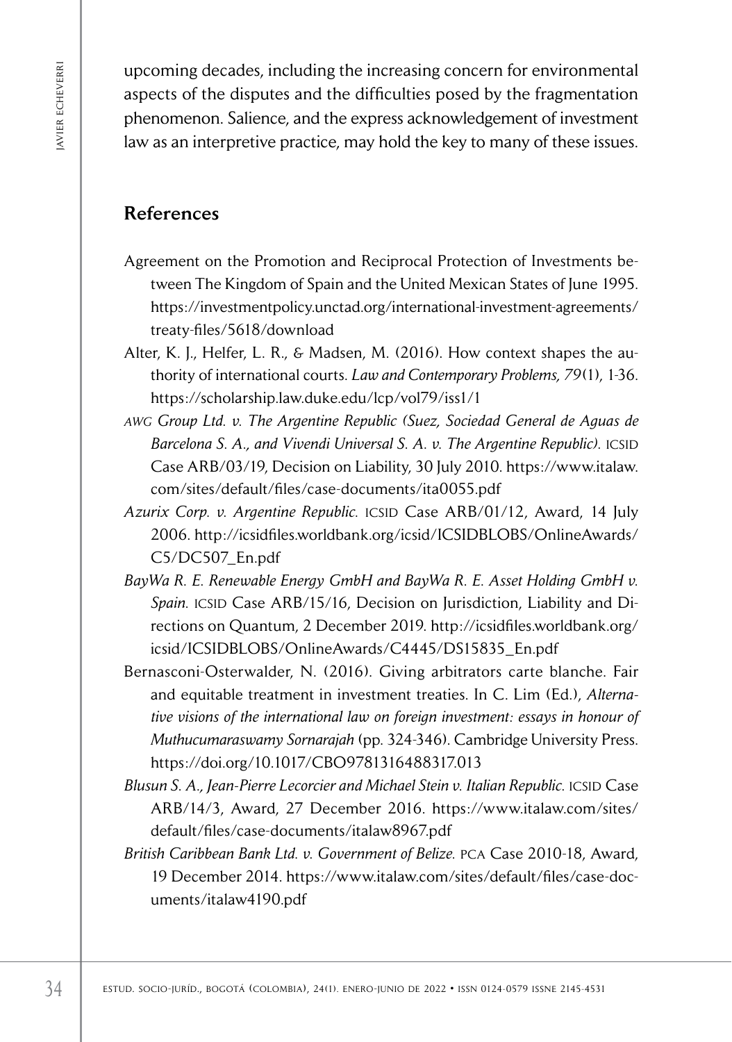upcoming decades, including the increasing concern for environmental aspects of the disputes and the difficulties posed by the fragmentation phenomenon. Salience, and the express acknowledgement of investment law as an interpretive practice, may hold the key to many of these issues.

## References

Agreement on the Promotion and Reciprocal Protection of Investments between The Kingdom of Spain and the United Mexican States of June 1995. https://investmentpolicy.unctad.org/international-investment-agreements/treaty-files/5618/download

Alter, K. J., Helfer, L. R., & Madsen, M. (2016). How context shapes the authority of international courts. *Law and Contemporary Problems, 79*(1), 1-36. https://scholarship.law.duke.edu/lcp/vol79/iss1/1

*AWG Group Ltd. v. The Argentine Republic (Suez, Sociedad General de Aguas de Barcelona S. A., and Vivendi Universal S. A. v. The Argentine Republic).* ICSID Case ARB/03/19, Decision on Liability, 30 July 2010. https://www.italaw.com/sites/default/files/case-documents/ita0055.pdf

*Azurix Corp. v. Argentine Republic.* ICSID Case ARB/01/12, Award, 14 July 2006. http://icsidfiles.worldbank.org/icsid/ICSIDBLOBS/OnlineAwards/C5/DC507_En.pdf

*BayWa R. E. Renewable Energy GmbH and BayWa R. E. Asset Holding GmbH v. Spain.* ICSID Case ARB/15/16, Decision on Jurisdiction, Liability and Directions on Quantum, 2 December 2019. http://icsidfiles.worldbank.org/icsid/ICSIDBLOBS/OnlineAwards/C4445/DS15835_En.pdf

Bernasconi-Osterwalder, N. (2016). Giving arbitrators carte blanche. Fair and equitable treatment in investment treaties. In C. Lim (Ed.), *Alternative visions of the international law on foreign investment: essays in honour of Muthucumaraswamy Sornarajah* (pp. 324-346). Cambridge University Press. https://doi.org/10.1017/CBO9781316488317.013

*Blusun S. A., Jean-Pierre Lecorcier and Michael Stein v. Italian Republic.* ICSID Case ARB/14/3, Award, 27 December 2016. https://www.italaw.com/sites/default/files/case-documents/italaw8967.pdf

*British Caribbean Bank Ltd. v. Government of Belize.* PCA Case 2010-18, Award, 19 December 2014. https://www.italaw.com/sites/default/files/case-documents/italaw4190.pdf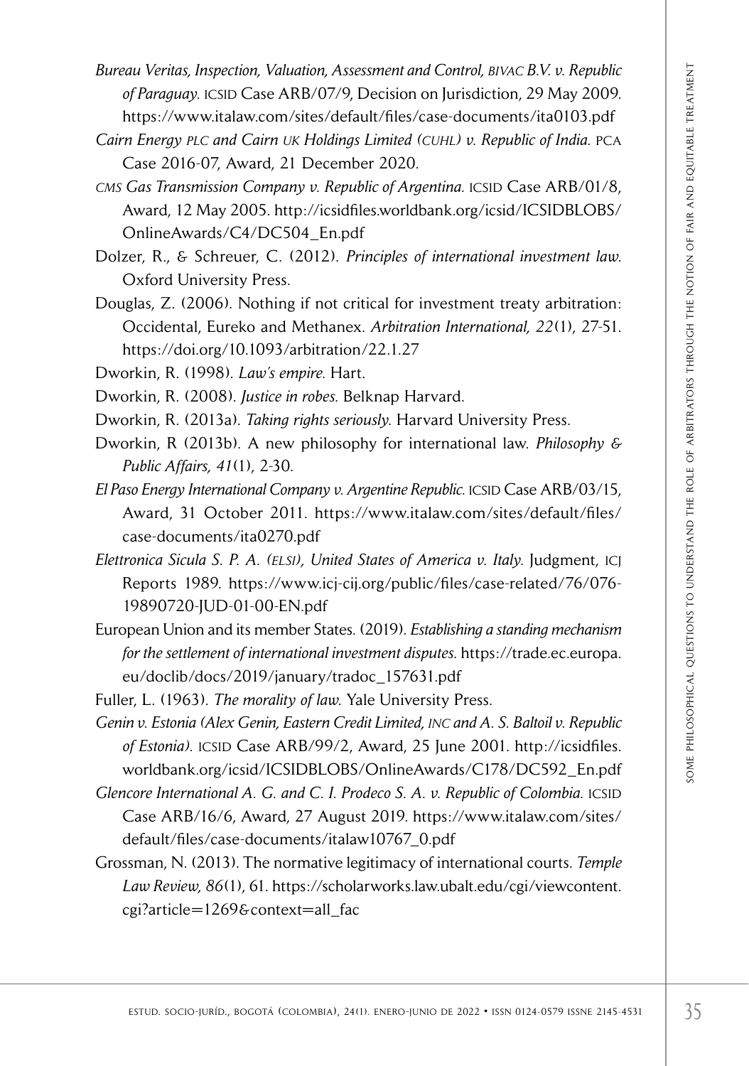*Bureau Veritas, Inspection, Valuation, Assessment and Control, BIVAC B.V. v. Republic of Paraguay*. ICSID Case ARB/07/9, Decision on Jurisdiction, 29 May 2009. https://www.italaw.com/sites/default/files/case-documents/ita0103.pdf

*Cairn Energy PLC and Cairn UK Holdings Limited (CUHL) v. Republic of India*. PCA Case 2016-07, Award, 21 December 2020.

*CMS Gas Transmission Company v. Republic of Argentina*. ICSID Case ARB/01/8, Award, 12 May 2005. http://icsidfiles.worldbank.org/icsid/ICSIDBLOBS/OnlineAwards/C4/DC504_En.pdf

Dolzer, R., & Schreuer, C. (2012). *Principles of international investment law*. Oxford University Press.

Douglas, Z. (2006). Nothing if not critical for investment treaty arbitration: Occidental, Eureko and Methanex. *Arbitration International, 22*(1), 27-51. https://doi.org/10.1093/arbitration/22.1.27

Dworkin, R. (1998). *Law's empire*. Hart.

Dworkin, R. (2008). *Justice in robes*. Belknap Harvard.

Dworkin, R. (2013a). *Taking rights seriously*. Harvard University Press.

Dworkin, R (2013b). A new philosophy for international law. *Philosophy & Public Affairs, 41*(1), 2-30.

*El Paso Energy International Company v. Argentine Republic*. ICSID Case ARB/03/15, Award, 31 October 2011. https://www.italaw.com/sites/default/files/case-documents/ita0270.pdf

*Elettronica Sicula S. P. A. (ELSI), United States of America v. Italy*. Judgment, ICJ Reports 1989. https://www.icj-cij.org/public/files/case-related/76/076-19890720-JUD-01-00-EN.pdf

European Union and its member States. (2019). *Establishing a standing mechanism for the settlement of international investment disputes*. https://trade.ec.europa.eu/doclib/docs/2019/january/tradoc_157631.pdf

Fuller, L. (1963). *The morality of law*. Yale University Press.

*Genin v. Estonia (Alex Genin, Eastern Credit Limited, INC and A. S. Baltoil v. Republic of Estonia)*. ICSID Case ARB/99/2, Award, 25 June 2001. http://icsidfiles.worldbank.org/icsid/ICSIDBLOBS/OnlineAwards/C178/DC592_En.pdf

*Glencore International A. G. and C. I. Prodeco S. A. v. Republic of Colombia*. ICSID Case ARB/16/6, Award, 27 August 2019. https://www.italaw.com/sites/default/files/case-documents/italaw10767_0.pdf

Grossman, N. (2013). The normative legitimacy of international courts. *Temple Law Review, 86*(1), 61. https://scholarworks.law.ubalt.edu/cgi/viewcontent.cgi?article=1269&context=all_fac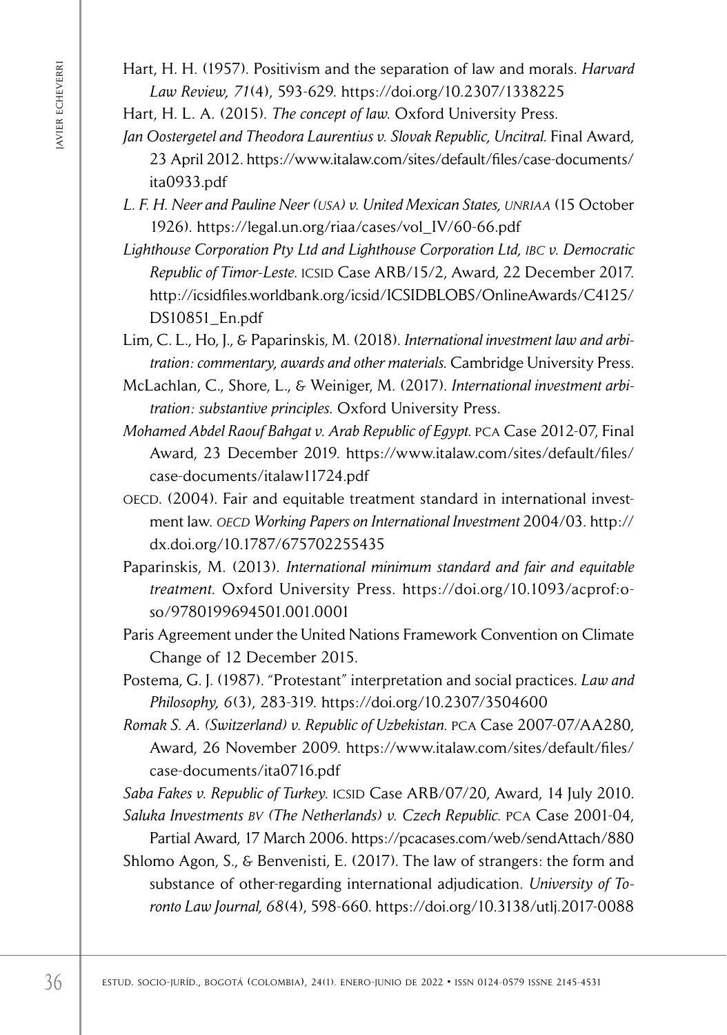Hart, H. H. (1957). Positivism and the separation of law and morals. *Harvard Law Review, 71*(4), 593-629. https://doi.org/10.2307/1338225

Hart, H. L. A. (2015). *The concept of law.* Oxford University Press.

*Jan Oostergetel and Theodora Laurentius v. Slovak Republic, Uncitral.* Final Award, 23 April 2012. https://www.italaw.com/sites/default/files/case-documents/ita0933.pdf

*L. F. H. Neer and Pauline Neer (USA) v. United Mexican States, UNRIAA* (15 October 1926). https://legal.un.org/riaa/cases/vol_IV/60-66.pdf

*Lighthouse Corporation Pty Ltd and Lighthouse Corporation Ltd, IBC v. Democratic Republic of Timor-Leste.* ICSID Case ARB/15/2, Award, 22 December 2017. http://icsidfiles.worldbank.org/icsid/ICSIDBLOBS/OnlineAwards/C4125/DS10851_En.pdf

Lim, C. L., Ho, J., & Paparinskis, M. (2018). *International investment law and arbitration: commentary, awards and other materials.* Cambridge University Press.

McLachlan, C., Shore, L., & Weiniger, M. (2017). *International investment arbitration: substantive principles.* Oxford University Press.

*Mohamed Abdel Raouf Bahgat v. Arab Republic of Egypt.* PCA Case 2012-07, Final Award, 23 December 2019. https://www.italaw.com/sites/default/files/case-documents/italaw11724.pdf

OECD. (2004). Fair and equitable treatment standard in international investment law. *OECD Working Papers on International Investment* 2004/03. http://dx.doi.org/10.1787/675702255435

Paparinskis, M. (2013). *International minimum standard and fair and equitable treatment.* Oxford University Press. https://doi.org/10.1093/acprof:oso/9780199694501.001.0001

Paris Agreement under the United Nations Framework Convention on Climate Change of 12 December 2015.

Postema, G. J. (1987). "Protestant" interpretation and social practices. *Law and Philosophy, 6*(3), 283-319. https://doi.org/10.2307/3504600

*Romak S. A. (Switzerland) v. Republic of Uzbekistan.* PCA Case 2007-07/AA280, Award, 26 November 2009. https://www.italaw.com/sites/default/files/case-documents/ita0716.pdf

*Saba Fakes v. Republic of Turkey.* ICSID Case ARB/07/20, Award, 14 July 2010.

*Saluka Investments BV (The Netherlands) v. Czech Republic.* PCA Case 2001-04, Partial Award, 17 March 2006. https://pcacases.com/web/sendAttach/880

Shlomo Agon, S., & Benvenisti, E. (2017). The law of strangers: the form and substance of other-regarding international adjudication. *University of Toronto Law Journal, 68*(4), 598-660. https://doi.org/10.3138/utlj.2017-0088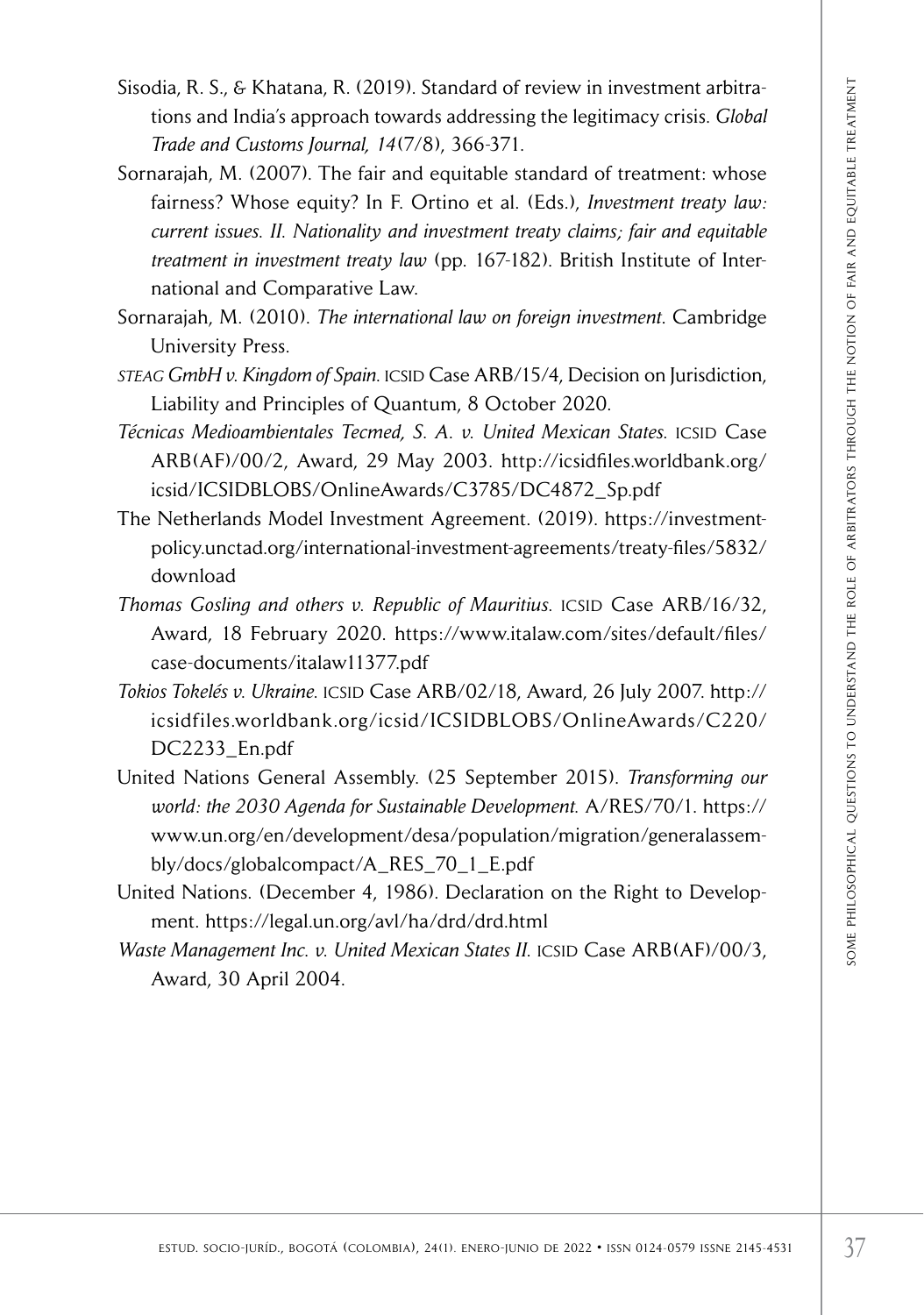Sisodia, R. S., & Khatana, R. (2019). Standard of review in investment arbitrations and India's approach towards addressing the legitimacy crisis. *Global Trade and Customs Journal, 14*(7/8), 366-371.

Sornarajah, M. (2007). The fair and equitable standard of treatment: whose fairness? Whose equity? In F. Ortino et al. (Eds.), *Investment treaty law: current issues. II. Nationality and investment treaty claims; fair and equitable treatment in investment treaty law* (pp. 167-182). British Institute of International and Comparative Law.

Sornarajah, M. (2010). *The international law on foreign investment*. Cambridge University Press.

*STEAG GmbH v. Kingdom of Spain*. ICSID Case ARB/15/4, Decision on Jurisdiction, Liability and Principles of Quantum, 8 October 2020.

*Técnicas Medioambientales Tecmed, S. A. v. United Mexican States*. ICSID Case ARB(AF)/00/2, Award, 29 May 2003. http://icsidfiles.worldbank.org/icsid/ICSIDBLOBS/OnlineAwards/C3785/DC4872_Sp.pdf

The Netherlands Model Investment Agreement. (2019). https://investmentpolicy.unctad.org/international-investment-agreements/treaty-files/5832/download

*Thomas Gosling and others v. Republic of Mauritius*. ICSID Case ARB/16/32, Award, 18 February 2020. https://www.italaw.com/sites/default/files/case-documents/italaw11377.pdf

*Tokios Tokelés v. Ukraine*. ICSID Case ARB/02/18, Award, 26 July 2007. http://icsidfiles.worldbank.org/icsid/ICSIDBLOBS/OnlineAwards/C220/DC2233_En.pdf

United Nations General Assembly. (25 September 2015). *Transforming our world: the 2030 Agenda for Sustainable Development*. A/RES/70/1. https://www.un.org/en/development/desa/population/migration/generalassembly/docs/globalcompact/A_RES_70_1_E.pdf

United Nations. (December 4, 1986). Declaration on the Right to Development. https://legal.un.org/avl/ha/drd/drd.html

*Waste Management Inc. v. United Mexican States II*. ICSID Case ARB(AF)/00/3, Award, 30 April 2004.